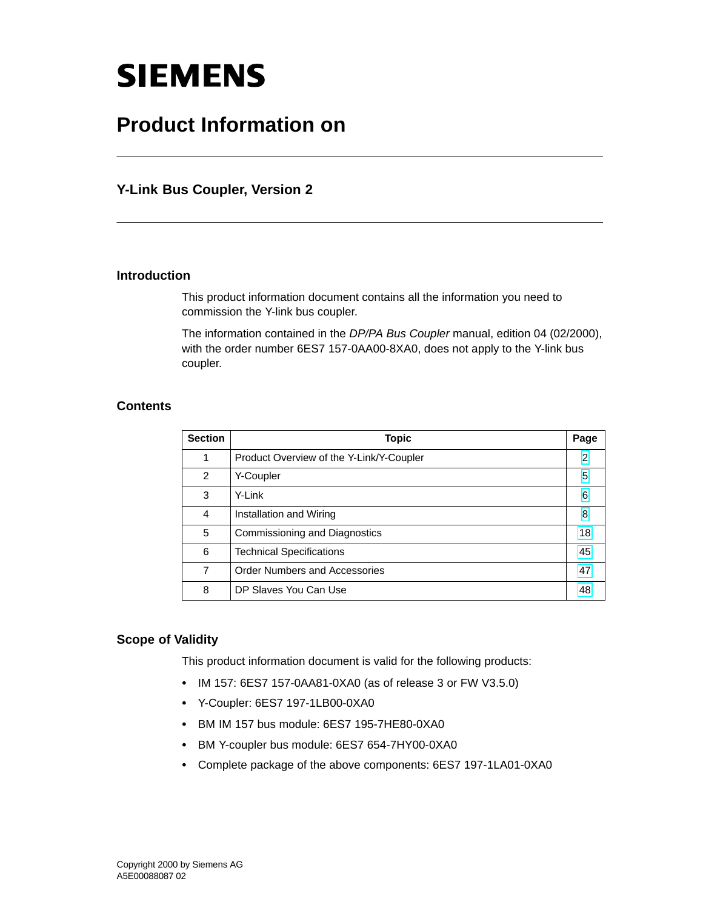# SIEMENS

# Product Information on

## Y-Link Bus Coupler, Version 2

### Introduction

This product information document contains all the information you need to commission the Y-link bus coupler.

The information contained in the *DP/PA Bus Coupler* manual, edition 04 (02/2000), with the order number 6ES7 157-0AA00-8XA0, does not apply to the Y-link bus coupler.

### Contents

| Section | Topic | Page |
|---|---|---|
| 1 | Product Overview of the Y-Link/Y-Coupler | 2 |
| 2 | Y-Coupler | 5 |
| 3 | Y-Link | 6 |
| 4 | Installation and Wiring | 8 |
| 5 | Commissioning and Diagnostics | 18 |
| 6 | Technical Specifications | 45 |
| 7 | Order Numbers and Accessories | 47 |
| 8 | DP Slaves You Can Use | 48 |

### Scope of Validity

This product information document is valid for the following products:

- IM 157: 6ES7 157-0AA81-0XA0 (as of release 3 or FW V3.5.0)
- Y-Coupler: 6ES7 197-1LB00-0XA0
- BM IM 157 bus module: 6ES7 195-7HE80-0XA0
- BM Y-coupler bus module: 6ES7 654-7HY00-0XA0
- Complete package of the above components: 6ES7 197-1LA01-0XA0

Copyright 2000 by Siemens AG
A5E00088087 02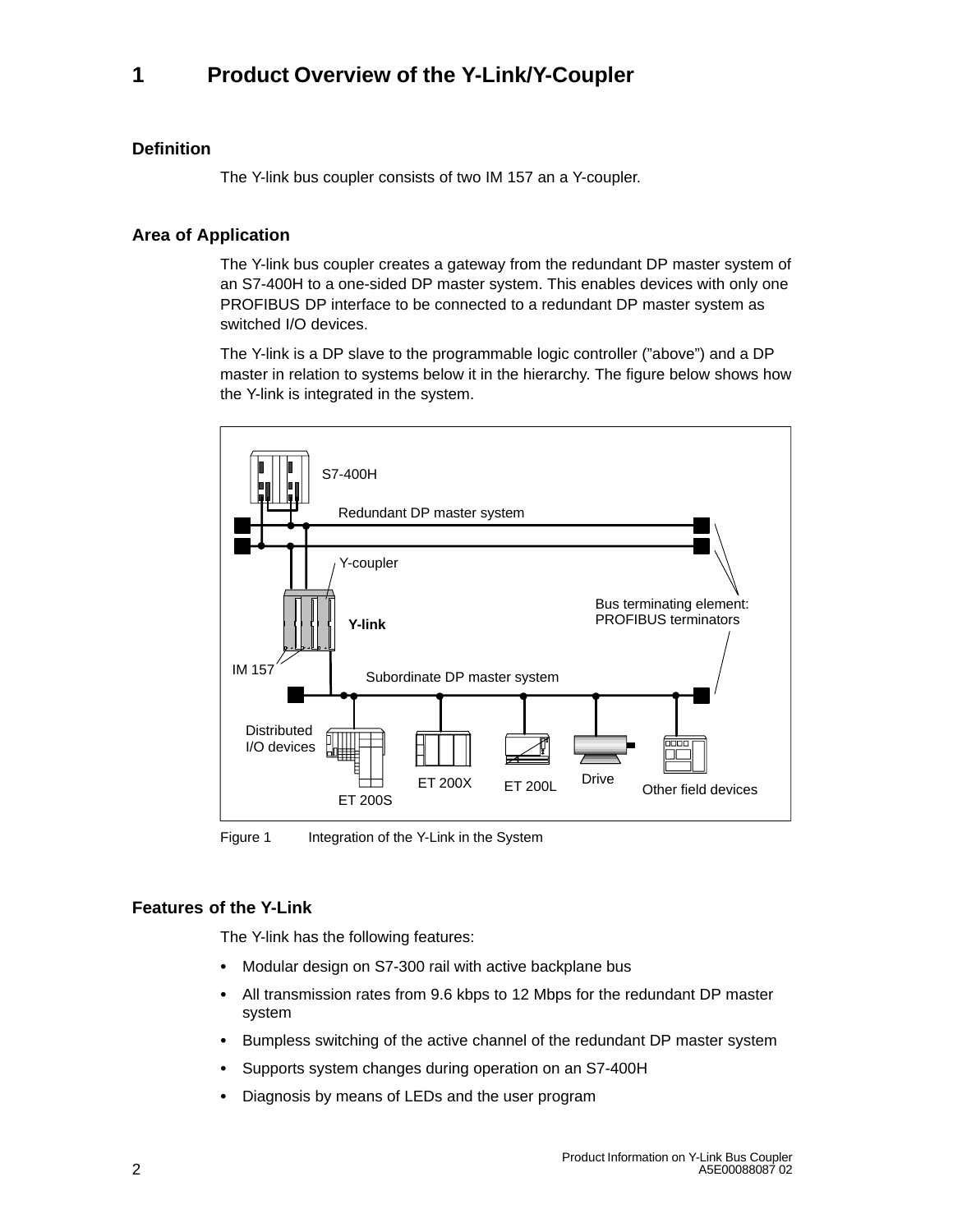# 1 Product Overview of the Y-Link/Y-Coupler

### Definition

The Y-link bus coupler consists of two IM 157 an a Y-coupler.

### Area of Application

The Y-link bus coupler creates a gateway from the redundant DP master system of an S7-400H to a one-sided DP master system. This enables devices with only one PROFIBUS DP interface to be connected to a redundant DP master system as switched I/O devices.

The Y-link is a DP slave to the programmable logic controller (”above”) and a DP master in relation to systems below it in the hierarchy. The figure below shows how the Y-link is integrated in the system.

S7-400H
Redundant DP master system
Y-coupler
Bus terminating element: PROFIBUS terminators
Y-link
IM 157
Subordinate DP master system
Distributed I/O devices
ET 200S
ET 200X
ET 200L
Drive
Other field devices

Figure 1 Integration of the Y-Link in the System

### Features of the Y-Link

The Y-link has the following features:

- Modular design on S7-300 rail with active backplane bus
- All transmission rates from 9.6 kbps to 12 Mbps for the redundant DP master system
- Bumpless switching of the active channel of the redundant DP master system
- Supports system changes during operation on an S7-400H
- Diagnosis by means of LEDs and the user program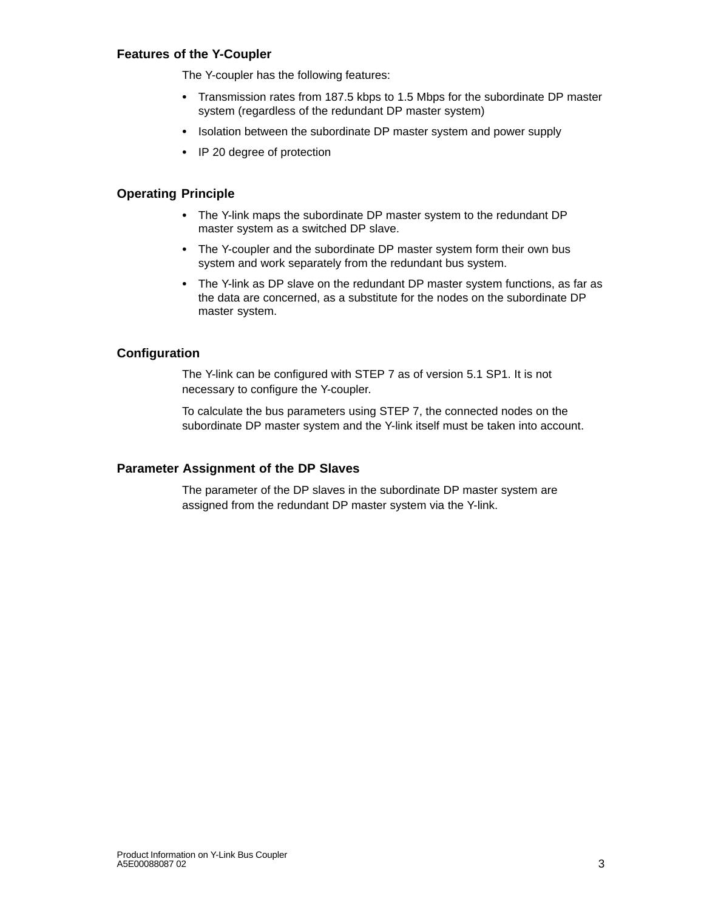### Features of the Y-Coupler

The Y-coupler has the following features:

- Transmission rates from 187.5 kbps to 1.5 Mbps for the subordinate DP master system (regardless of the redundant DP master system)
- Isolation between the subordinate DP master system and power supply
- IP 20 degree of protection

### Operating Principle

- The Y-link maps the subordinate DP master system to the redundant DP master system as a switched DP slave.
- The Y-coupler and the subordinate DP master system form their own bus system and work separately from the redundant bus system.
- The Y-link as DP slave on the redundant DP master system functions, as far as the data are concerned, as a substitute for the nodes on the subordinate DP master system.

### Configuration

The Y-link can be configured with STEP 7 as of version 5.1 SP1. It is not necessary to configure the Y-coupler.

To calculate the bus parameters using STEP 7, the connected nodes on the subordinate DP master system and the Y-link itself must be taken into account.

### Parameter Assignment of the DP Slaves

The parameter of the DP slaves in the subordinate DP master system are assigned from the redundant DP master system via the Y-link.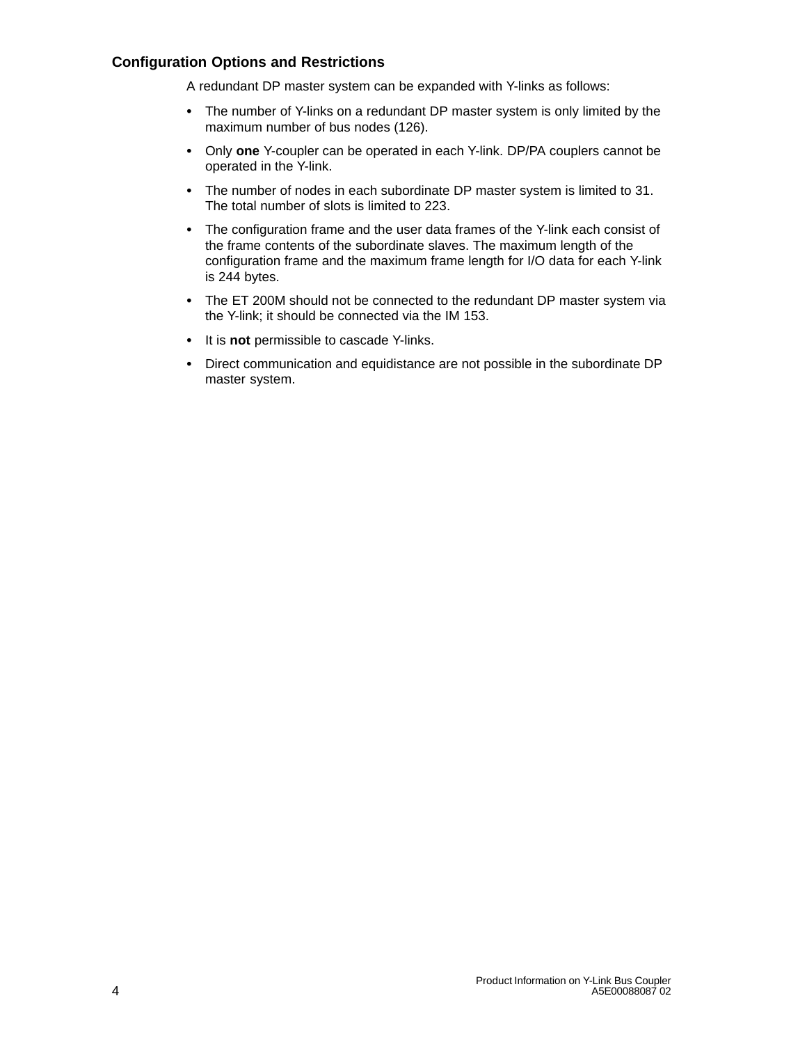### Configuration Options and Restrictions

A redundant DP master system can be expanded with Y-links as follows:

- The number of Y-links on a redundant DP master system is only limited by the maximum number of bus nodes (126).
- Only **one** Y-coupler can be operated in each Y-link. DP/PA couplers cannot be operated in the Y-link.
- The number of nodes in each subordinate DP master system is limited to 31. The total number of slots is limited to 223.
- The configuration frame and the user data frames of the Y-link each consist of the frame contents of the subordinate slaves. The maximum length of the configuration frame and the maximum frame length for I/O data for each Y-link is 244 bytes.
- The ET 200M should not be connected to the redundant DP master system via the Y-link; it should be connected via the IM 153.
- It is **not** permissible to cascade Y-links.
- Direct communication and equidistance are not possible in the subordinate DP master system.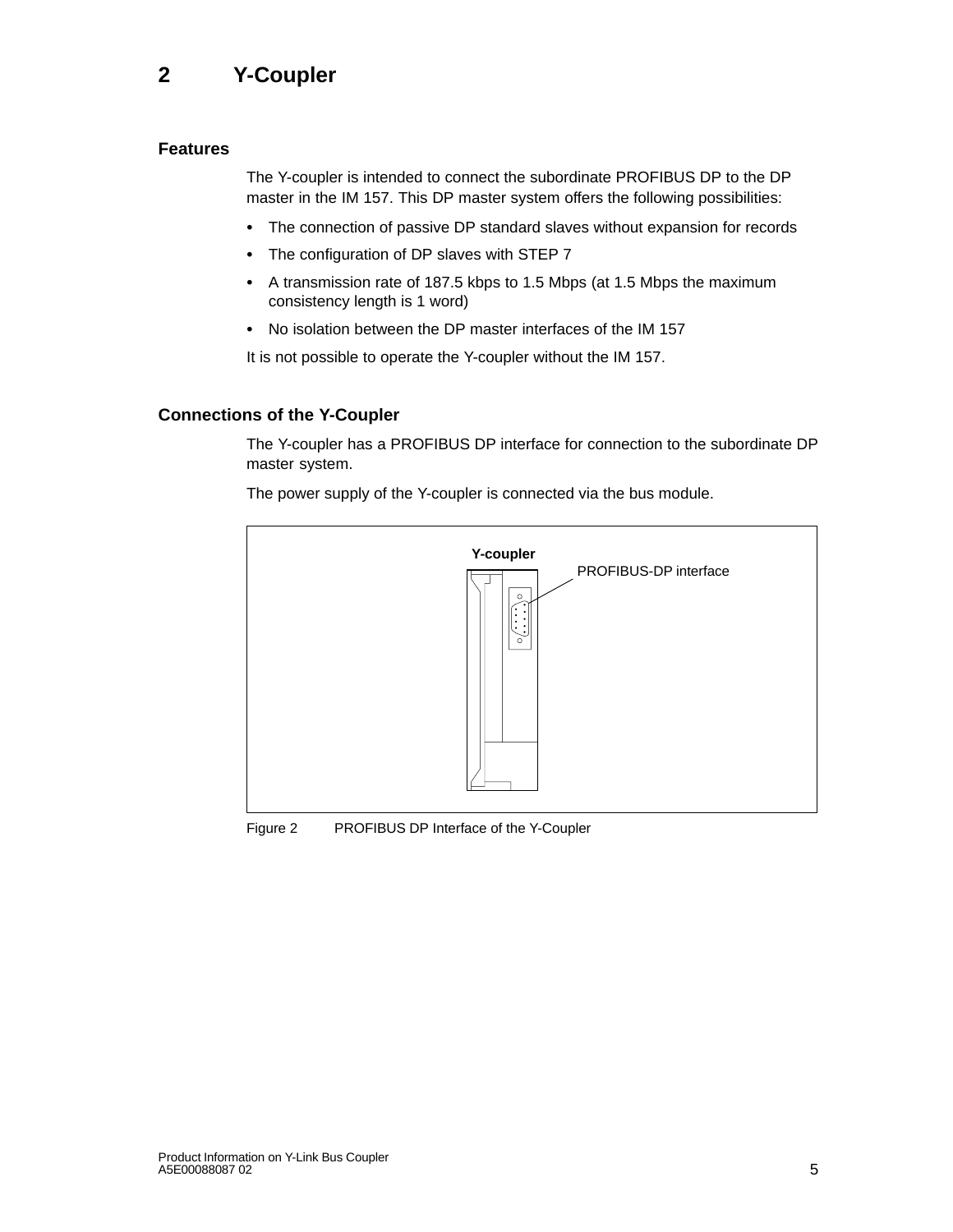# 2 Y-Coupler

## Features

The Y-coupler is intended to connect the subordinate PROFIBUS DP to the DP master in the IM 157. This DP master system offers the following possibilities:

- The connection of passive DP standard slaves without expansion for records
- The configuration of DP slaves with STEP 7
- A transmission rate of 187.5 kbps to 1.5 Mbps (at 1.5 Mbps the maximum consistency length is 1 word)
- No isolation between the DP master interfaces of the IM 157

It is not possible to operate the Y-coupler without the IM 157.

## Connections of the Y-Coupler

The Y-coupler has a PROFIBUS DP interface for connection to the subordinate DP master system.

The power supply of the Y-coupler is connected via the bus module.

Y-coupler

PROFIBUS-DP interface

Figure 2 PROFIBUS DP Interface of the Y-Coupler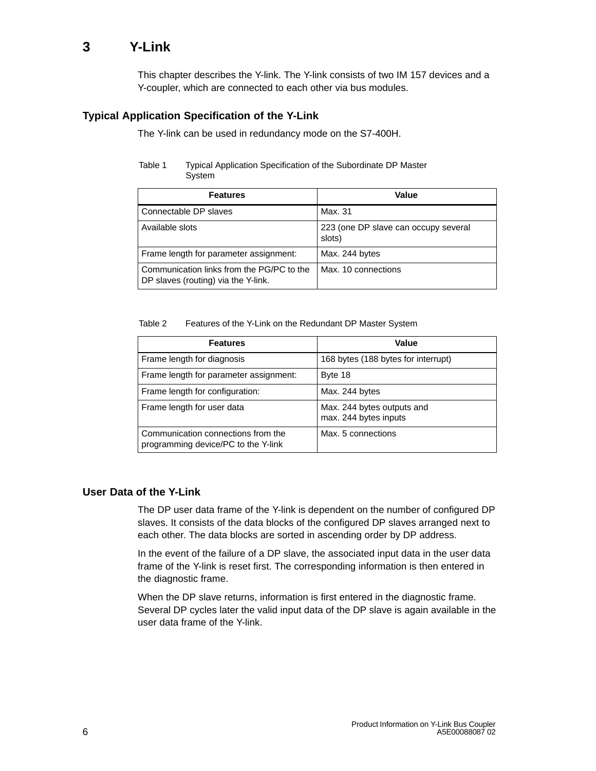# 3 Y-Link

This chapter describes the Y-link. The Y-link consists of two IM 157 devices and a Y-coupler, which are connected to each other via bus modules.

### Typical Application Specification of the Y-Link

The Y-link can be used in redundancy mode on the S7-400H.

Table 1 Typical Application Specification of the Subordinate DP Master System

| Features | Value |
|---|---|
| Connectable DP slaves | Max. 31 |
| Available slots | 223 (one DP slave can occupy several slots) |
| Frame length for parameter assignment: | Max. 244 bytes |
| Communication links from the PG/PC to the DP slaves (routing) via the Y-link. | Max. 10 connections |

Table 2 Features of the Y-Link on the Redundant DP Master System

| Features | Value |
|---|---|
| Frame length for diagnosis | 168 bytes (188 bytes for interrupt) |
| Frame length for parameter assignment: | Byte 18 |
| Frame length for configuration: | Max. 244 bytes |
| Frame length for user data | Max. 244 bytes outputs and max. 244 bytes inputs |
| Communication connections from the programming device/PC to the Y-link | Max. 5 connections |

### User Data of the Y-Link

The DP user data frame of the Y-link is dependent on the number of configured DP slaves. It consists of the data blocks of the configured DP slaves arranged next to each other. The data blocks are sorted in ascending order by DP address.

In the event of the failure of a DP slave, the associated input data in the user data frame of the Y-link is reset first. The corresponding information is then entered in the diagnostic frame.

When the DP slave returns, information is first entered in the diagnostic frame. Several DP cycles later the valid input data of the DP slave is again available in the user data frame of the Y-link.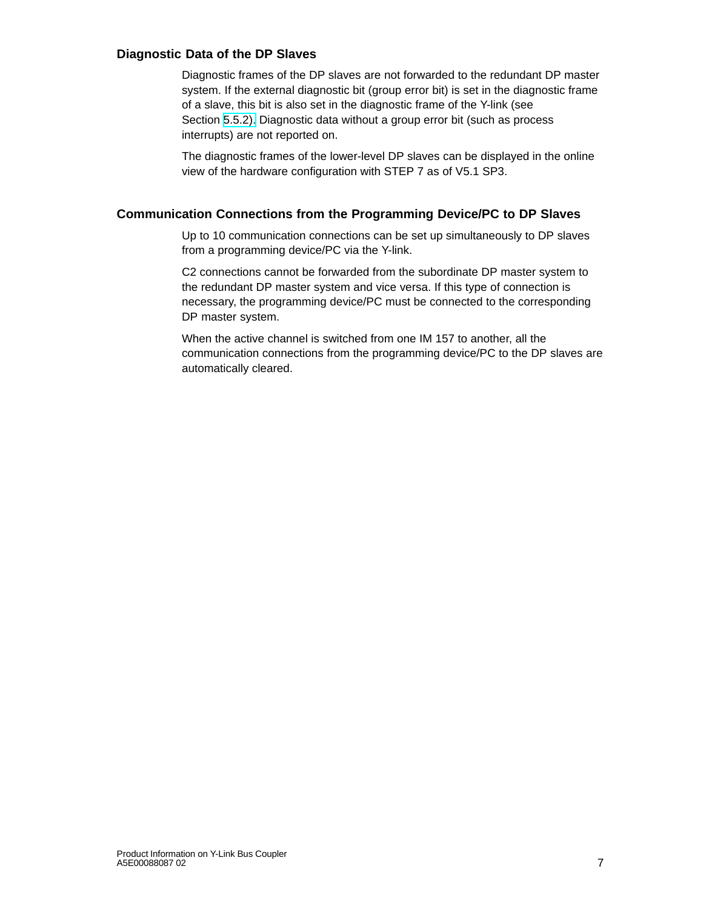### Diagnostic Data of the DP Slaves

Diagnostic frames of the DP slaves are not forwarded to the redundant DP master system. If the external diagnostic bit (group error bit) is set in the diagnostic frame of a slave, this bit is also set in the diagnostic frame of the Y-link (see Section 5.5.2). Diagnostic data without a group error bit (such as process interrupts) are not reported on.

The diagnostic frames of the lower-level DP slaves can be displayed in the online view of the hardware configuration with STEP 7 as of V5.1 SP3.

### Communication Connections from the Programming Device/PC to DP Slaves

Up to 10 communication connections can be set up simultaneously to DP slaves from a programming device/PC via the Y-link.

C2 connections cannot be forwarded from the subordinate DP master system to the redundant DP master system and vice versa. If this type of connection is necessary, the programming device/PC must be connected to the corresponding DP master system.

When the active channel is switched from one IM 157 to another, all the communication connections from the programming device/PC to the DP slaves are automatically cleared.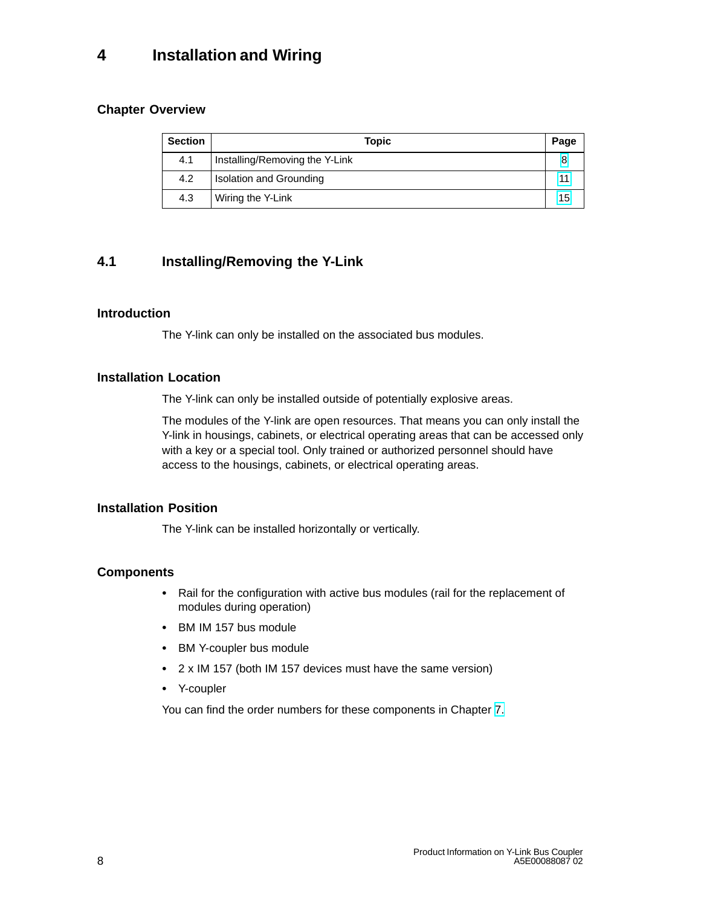# 4 Installation and Wiring

### Chapter Overview

| Section | Topic | Page |
|---|---|---|
| 4.1 | Installing/Removing the Y-Link | 8 |
| 4.2 | Isolation and Grounding | 11 |
| 4.3 | Wiring the Y-Link | 15 |

## 4.1 Installing/Removing the Y-Link

### Introduction

The Y-link can only be installed on the associated bus modules.

### Installation Location

The Y-link can only be installed outside of potentially explosive areas.

The modules of the Y-link are open resources. That means you can only install the Y-link in housings, cabinets, or electrical operating areas that can be accessed only with a key or a special tool. Only trained or authorized personnel should have access to the housings, cabinets, or electrical operating areas.

### Installation Position

The Y-link can be installed horizontally or vertically.

### Components

- Rail for the configuration with active bus modules (rail for the replacement of modules during operation)
- BM IM 157 bus module
- BM Y-coupler bus module
- 2 x IM 157 (both IM 157 devices must have the same version)
- Y-coupler

You can find the order numbers for these components in Chapter 7.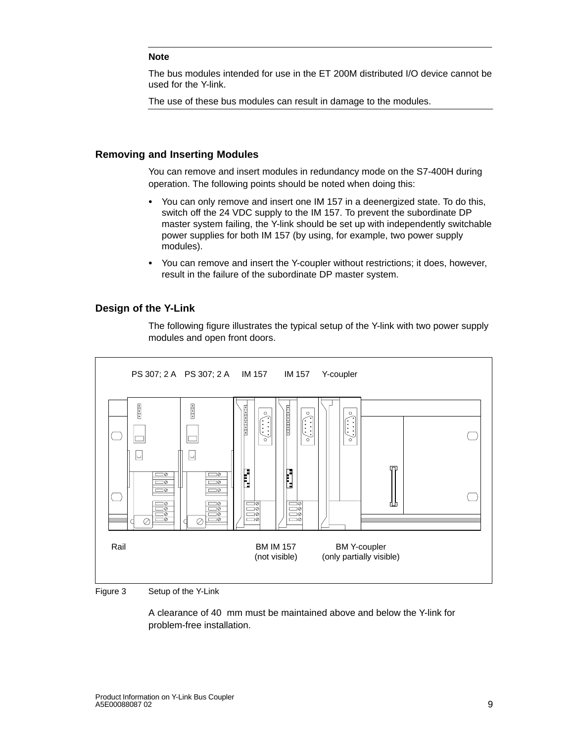**Note**

The bus modules intended for use in the ET 200M distributed I/O device cannot be used for the Y-link.

The use of these bus modules can result in damage to the modules.

### Removing and Inserting Modules

You can remove and insert modules in redundancy mode on the S7-400H during operation. The following points should be noted when doing this:

- You can only remove and insert one IM 157 in a deenergized state. To do this, switch off the 24 VDC supply to the IM 157. To prevent the subordinate DP master system failing, the Y-link should be set up with independently switchable power supplies for both IM 157 (by using, for example, two power supply modules).
- You can remove and insert the Y-coupler without restrictions; it does, however, result in the failure of the subordinate DP master system.

### Design of the Y-Link

The following figure illustrates the typical setup of the Y-link with two power supply modules and open front doors.

PS 307; 2 A
PS 307; 2 A
IM 157
IM 157
Y-coupler
Rail
BM IM 157 (not visible)
BM Y-coupler (only partially visible)

Figure 3 Setup of the Y-Link

A clearance of 40 mm must be maintained above and below the Y-link for problem-free installation.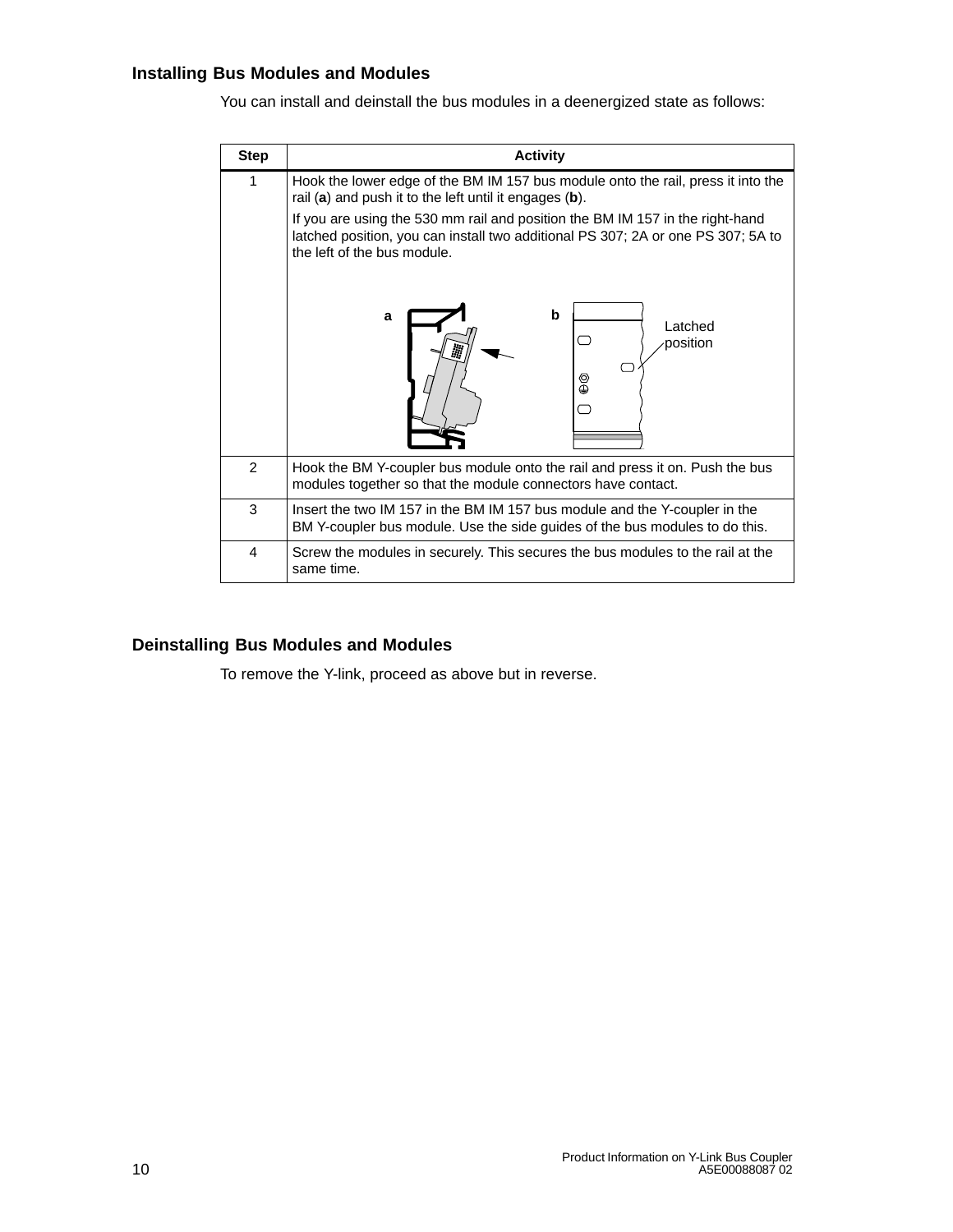### Installing Bus Modules and Modules

You can install and deinstall the bus modules in a deenergized state as follows:

| Step | Activity |
|---|---|
| 1 | Hook the lower edge of the BM IM 157 bus module onto the rail, press it into the rail (**a**) and push it to the left until it engages (**b**).<br><br>If you are using the 530 mm rail and position the BM IM 157 in the right-hand latched position, you can install two additional PS 307; 2A or one PS 307; 5A to the left of the bus module.<br><br>a b<br>Latched position |
| 2 | Hook the BM Y-coupler bus module onto the rail and press it on. Push the bus modules together so that the module connectors have contact. |
| 3 | Insert the two IM 157 in the BM IM 157 bus module and the Y-coupler in the BM Y-coupler bus module. Use the side guides of the bus modules to do this. |
| 4 | Screw the modules in securely. This secures the bus modules to the rail at the same time. |

### Deinstalling Bus Modules and Modules

To remove the Y-link, proceed as above but in reverse.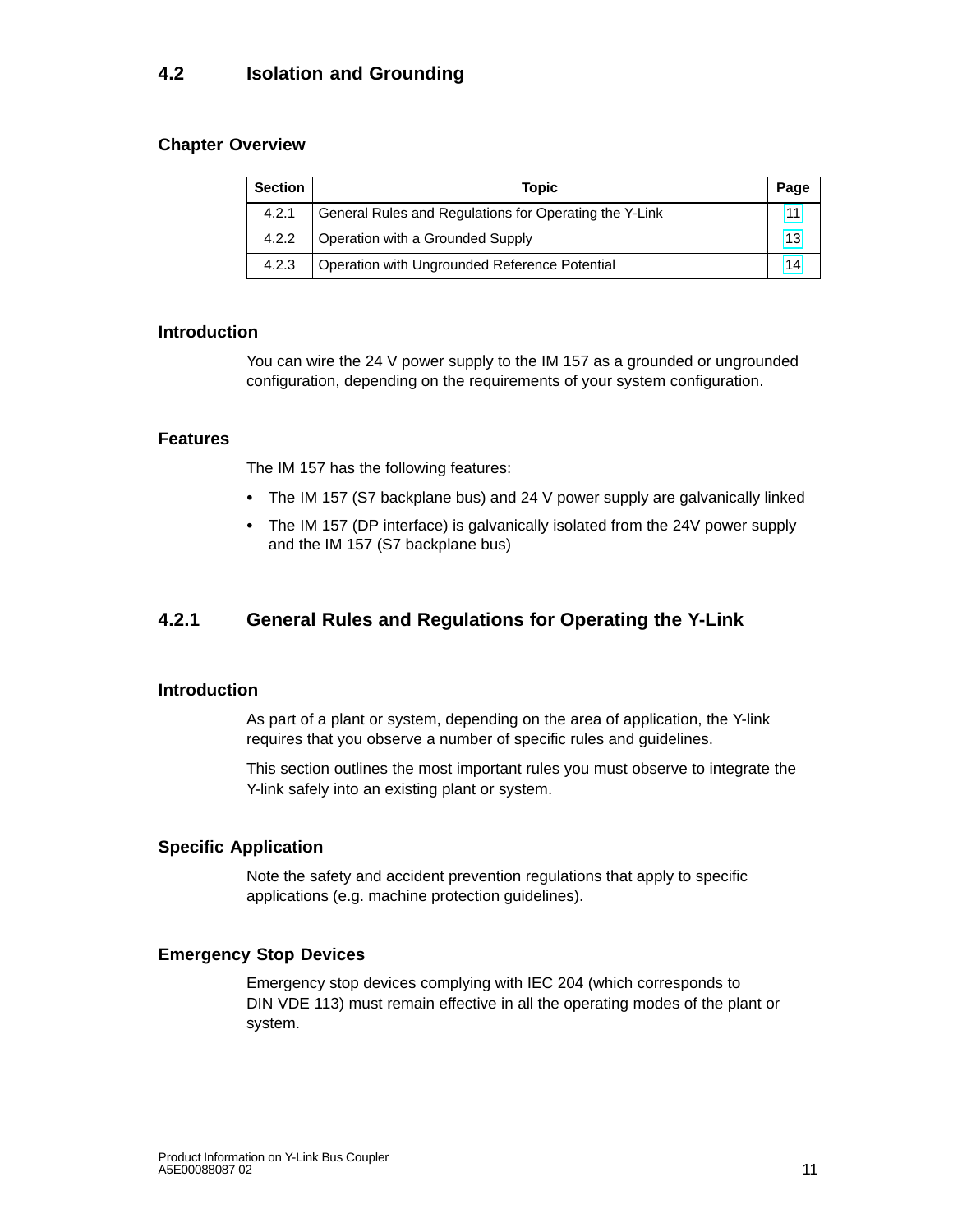## 4.2 Isolation and Grounding

### Chapter Overview

| Section | Topic | Page |
| --- | --- | --- |
| 4.2.1 | General Rules and Regulations for Operating the Y-Link | 11 |
| 4.2.2 | Operation with a Grounded Supply | 13 |
| 4.2.3 | Operation with Ungrounded Reference Potential | 14 |

### Introduction

You can wire the 24 V power supply to the IM 157 as a grounded or ungrounded configuration, depending on the requirements of your system configuration.

### Features

The IM 157 has the following features:

- The IM 157 (S7 backplane bus) and 24 V power supply are galvanically linked
- The IM 157 (DP interface) is galvanically isolated from the 24V power supply and the IM 157 (S7 backplane bus)

## 4.2.1 General Rules and Regulations for Operating the Y-Link

### Introduction

As part of a plant or system, depending on the area of application, the Y-link requires that you observe a number of specific rules and guidelines.

This section outlines the most important rules you must observe to integrate the Y-link safely into an existing plant or system.

### Specific Application

Note the safety and accident prevention regulations that apply to specific applications (e.g. machine protection guidelines).

### Emergency Stop Devices

Emergency stop devices complying with IEC 204 (which corresponds to DIN VDE 113) must remain effective in all the operating modes of the plant or system.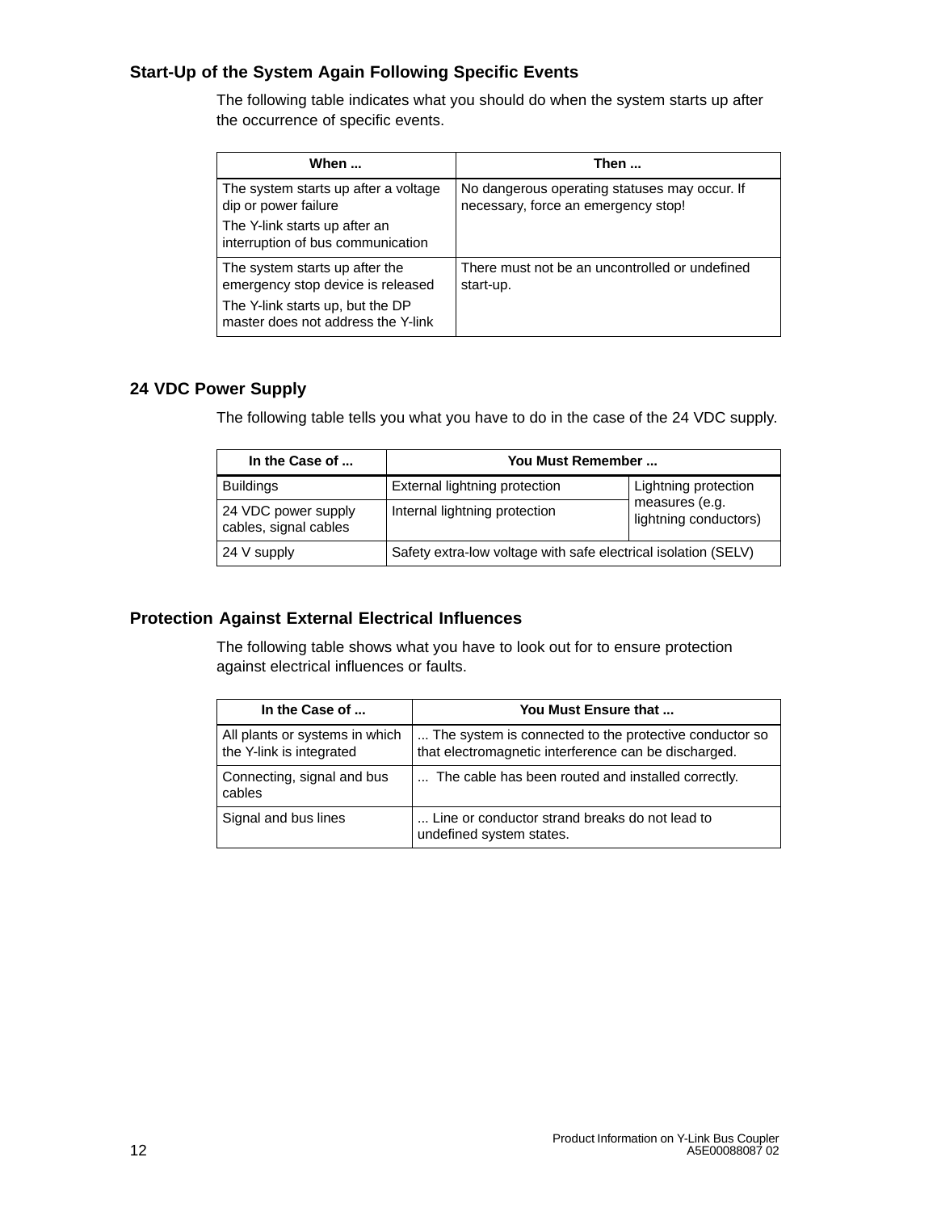### Start-Up of the System Again Following Specific Events

The following table indicates what you should do when the system starts up after the occurrence of specific events.

| When ... | Then ... |
|---|---|
| The system starts up after a voltage dip or power failure<br>The Y-link starts up after an interruption of bus communication | No dangerous operating statuses may occur. If necessary, force an emergency stop! |
| The system starts up after the emergency stop device is released<br>The Y-link starts up, but the DP master does not address the Y-link | There must not be an uncontrolled or undefined start-up. |

### 24 VDC Power Supply

The following table tells you what you have to do in the case of the 24 VDC supply.

| In the Case of ... | You Must Remember ... | |
|---|---|---|
| Buildings | External lightning protection | Lightning protection measures (e.g. lightning conductors) |
| 24 VDC power supply cables, signal cables | Internal lightning protection | |
| 24 V supply | Safety extra-low voltage with safe electrical isolation (SELV) | |

### Protection Against External Electrical Influences

The following table shows what you have to look out for to ensure protection against electrical influences or faults.

| In the Case of ... | You Must Ensure that ... |
|---|---|
| All plants or systems in which the Y-link is integrated | ... The system is connected to the protective conductor so that electromagnetic interference can be discharged. |
| Connecting, signal and bus cables | ... The cable has been routed and installed correctly. |
| Signal and bus lines | ... Line or conductor strand breaks do not lead to undefined system states. |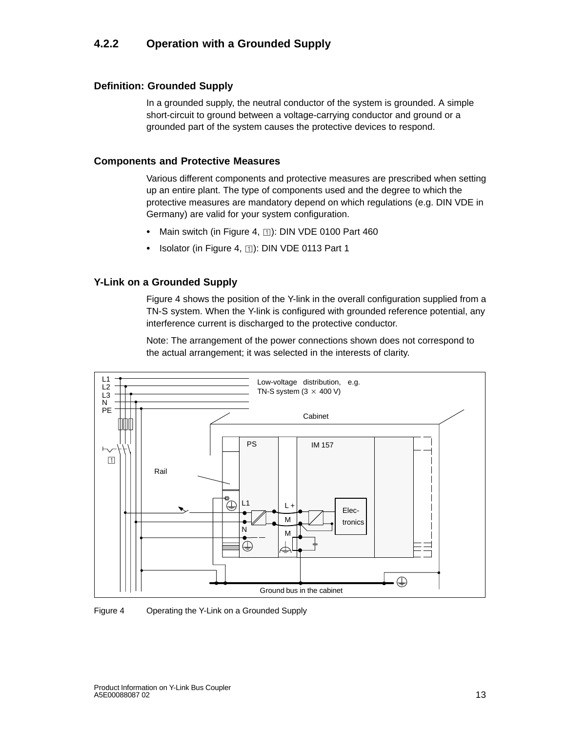### 4.2.2 Operation with a Grounded Supply

#### Definition: Grounded Supply

In a grounded supply, the neutral conductor of the system is grounded. A simple short-circuit to ground between a voltage-carrying conductor and ground or a grounded part of the system causes the protective devices to respond.

#### Components and Protective Measures

Various different components and protective measures are prescribed when setting up an entire plant. The type of components used and the degree to which the protective measures are mandatory depend on which regulations (e.g. DIN VDE in Germany) are valid for your system configuration.

- Main switch (in Figure 4, 1): DIN VDE 0100 Part 460
- Isolator (in Figure 4, 1): DIN VDE 0113 Part 1

#### Y-Link on a Grounded Supply

Figure 4 shows the position of the Y-link in the overall configuration supplied from a TN-S system. When the Y-link is configured with grounded reference potential, any interference current is discharged to the protective conductor.

Note: The arrangement of the power connections shown does not correspond to the actual arrangement; it was selected in the interests of clarity.

L1
L2
L3
N
PE
Low-voltage distribution, e.g. TN-S system (3 × 400 V)
Cabinet
PS
IM 157
1
Rail
L1
L +
M
N
M
Elec-tronics
Ground bus in the cabinet

Figure 4 Operating the Y-Link on a Grounded Supply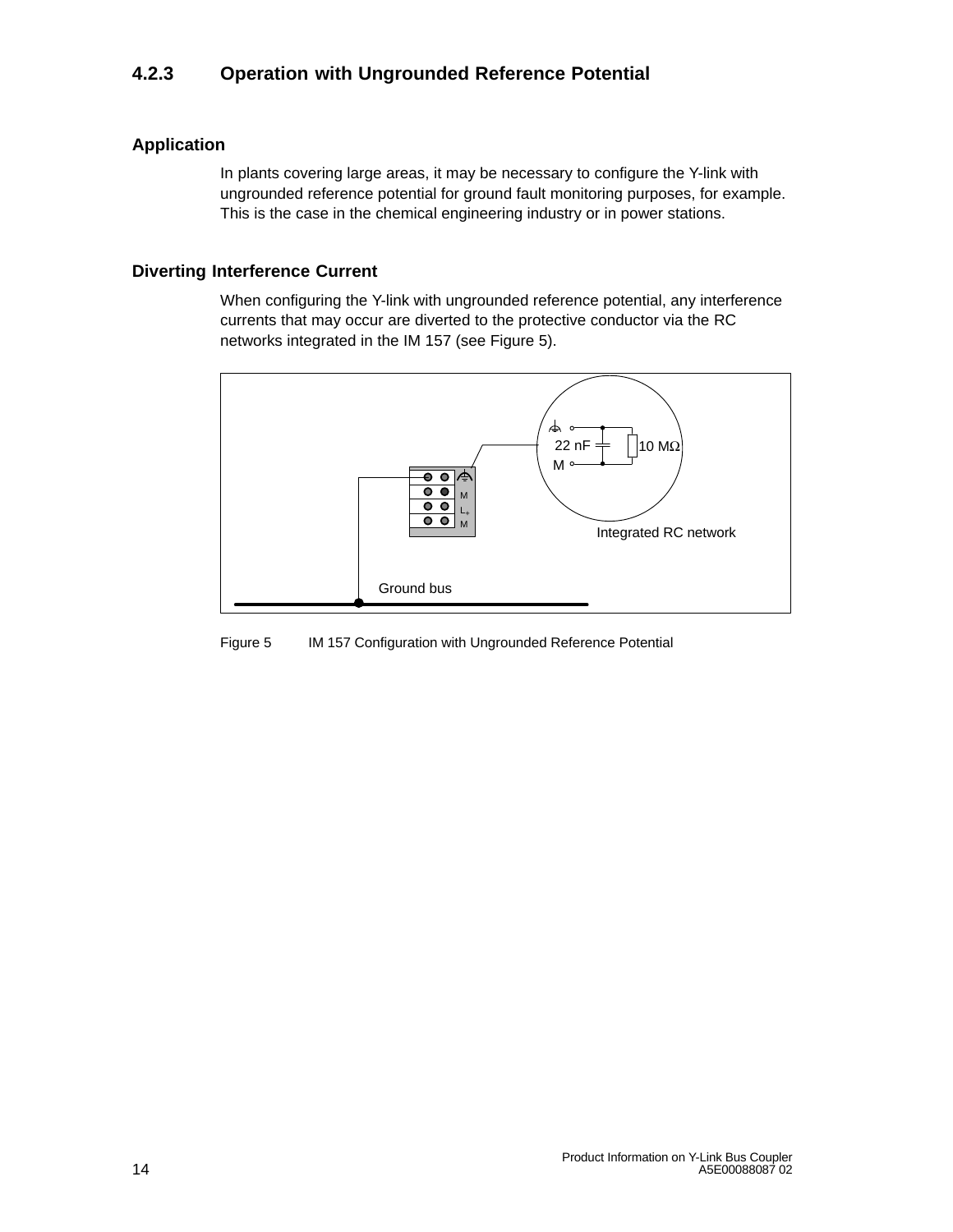### 4.2.3 Operation with Ungrounded Reference Potential

#### Application

In plants covering large areas, it may be necessary to configure the Y-link with ungrounded reference potential for ground fault monitoring purposes, for example. This is the case in the chemical engineering industry or in power stations.

#### Diverting Interference Current

When configuring the Y-link with ungrounded reference potential, any interference currents that may occur are diverted to the protective conductor via the RC networks integrated in the IM 157 (see Figure 5).

22 nF

10 MΩ

M

M

L+

M

Integrated RC network

Ground bus

Figure 5 IM 157 Configuration with Ungrounded Reference Potential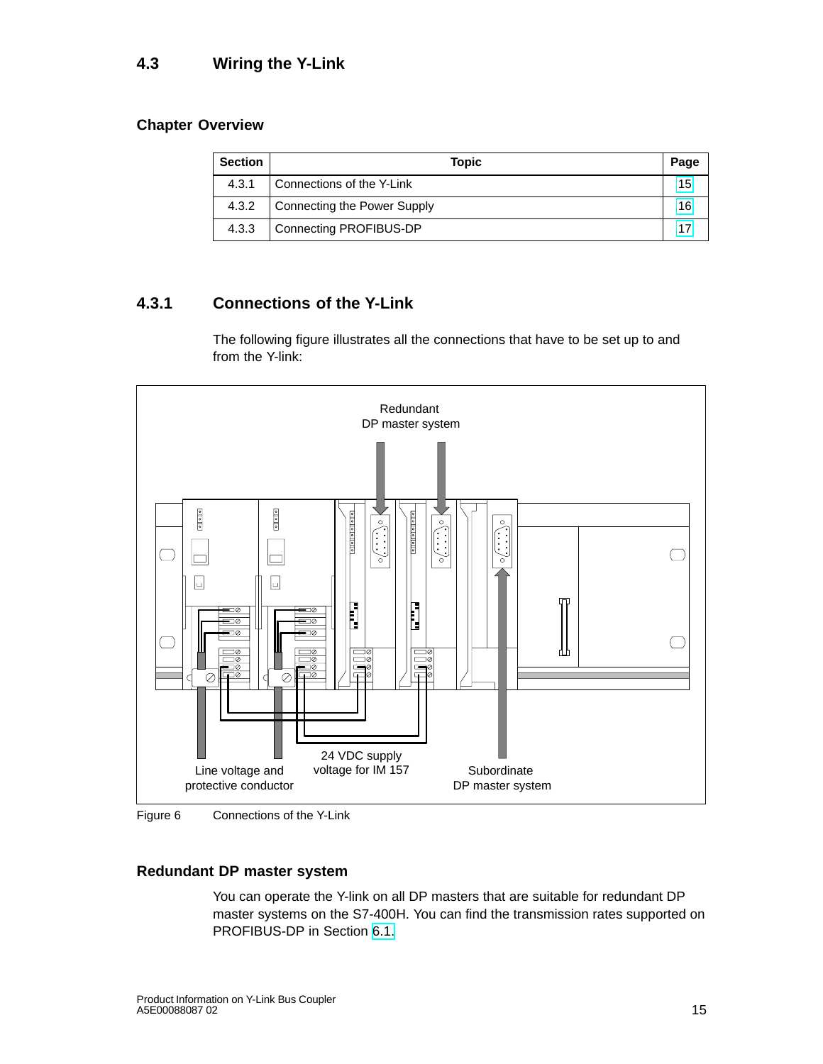## 4.3 Wiring the Y-Link

### Chapter Overview

| Section | Topic | Page |
| --- | --- | --- |
| 4.3.1 | Connections of the Y-Link | 15 |
| 4.3.2 | Connecting the Power Supply | 16 |
| 4.3.3 | Connecting PROFIBUS-DP | 17 |

### 4.3.1 Connections of the Y-Link

The following figure illustrates all the connections that have to be set up to and from the Y-link:

Redundant DP master system

24 VDC supply voltage for IM 157

Line voltage and protective conductor

Subordinate DP master system

Figure 6 Connections of the Y-Link

### Redundant DP master system

You can operate the Y-link on all DP masters that are suitable for redundant DP master systems on the S7-400H. You can find the transmission rates supported on PROFIBUS-DP in Section 6.1.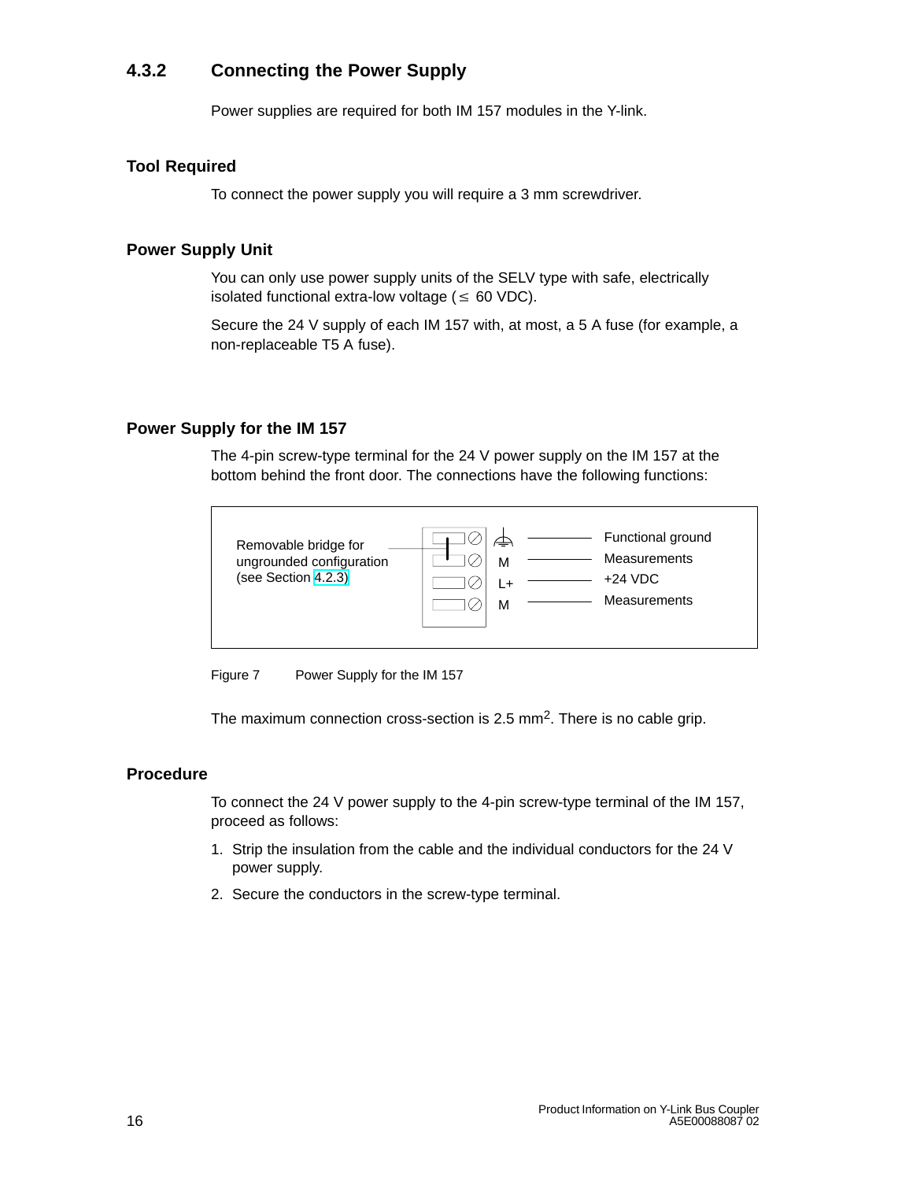### 4.3.2 Connecting the Power Supply

Power supplies are required for both IM 157 modules in the Y-link.

#### Tool Required

To connect the power supply you will require a 3 mm screwdriver.

#### Power Supply Unit

You can only use power supply units of the SELV type with safe, electrically isolated functional extra-low voltage (≤ 60 VDC).

Secure the 24 V supply of each IM 157 with, at most, a 5 A fuse (for example, a non-replaceable T5 A fuse).

#### Power Supply for the IM 157

The 4-pin screw-type terminal for the 24 V power supply on the IM 157 at the bottom behind the front door. The connections have the following functions:

Removable bridge for ungrounded configuration (see Section 4.2.3)

⏚ — Functional ground
M — Measurements
L+ — +24 VDC
M — Measurements

Figure 7 Power Supply for the IM 157

The maximum connection cross-section is 2.5 mm². There is no cable grip.

#### Procedure

To connect the 24 V power supply to the 4-pin screw-type terminal of the IM 157, proceed as follows:

1. Strip the insulation from the cable and the individual conductors for the 24 V power supply.
2. Secure the conductors in the screw-type terminal.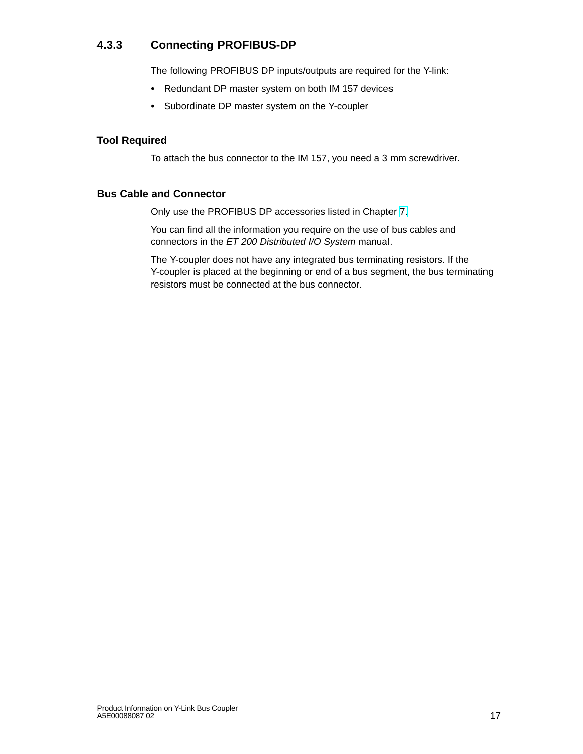### 4.3.3 Connecting PROFIBUS-DP

The following PROFIBUS DP inputs/outputs are required for the Y-link:

- Redundant DP master system on both IM 157 devices
- Subordinate DP master system on the Y-coupler

#### Tool Required

To attach the bus connector to the IM 157, you need a 3 mm screwdriver.

#### Bus Cable and Connector

Only use the PROFIBUS DP accessories listed in Chapter 7.

You can find all the information you require on the use of bus cables and connectors in the *ET 200 Distributed I/O System* manual.

The Y-coupler does not have any integrated bus terminating resistors. If the Y-coupler is placed at the beginning or end of a bus segment, the bus terminating resistors must be connected at the bus connector.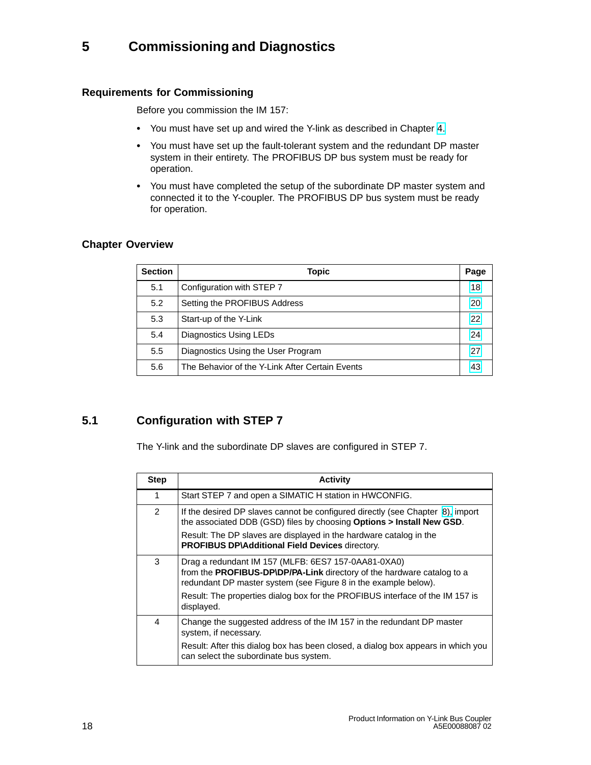# 5 Commissioning and Diagnostics

### Requirements for Commissioning

Before you commission the IM 157:

- You must have set up and wired the Y-link as described in Chapter 4.
- You must have set up the fault-tolerant system and the redundant DP master system in their entirety. The PROFIBUS DP bus system must be ready for operation.
- You must have completed the setup of the subordinate DP master system and connected it to the Y-coupler. The PROFIBUS DP bus system must be ready for operation.

### Chapter Overview

| Section | Topic | Page |
|---|---|---|
| 5.1 | Configuration with STEP 7 | 18 |
| 5.2 | Setting the PROFIBUS Address | 20 |
| 5.3 | Start-up of the Y-Link | 22 |
| 5.4 | Diagnostics Using LEDs | 24 |
| 5.5 | Diagnostics Using the User Program | 27 |
| 5.6 | The Behavior of the Y-Link After Certain Events | 43 |

## 5.1 Configuration with STEP 7

The Y-link and the subordinate DP slaves are configured in STEP 7.

| Step | Activity |
|---|---|
| 1 | Start STEP 7 and open a SIMATIC H station in HWCONFIG. |
| 2 | If the desired DP slaves cannot be configured directly (see Chapter 8), import the associated DDB (GSD) files by choosing **Options > Install New GSD**. Result: The DP slaves are displayed in the hardware catalog in the **PROFIBUS DP\Additional Field Devices** directory. |
| 3 | Drag a redundant IM 157 (MLFB: 6ES7 157-0AA81-0XA0) from the **PROFIBUS-DP\DP/PA-Link** directory of the hardware catalog to a redundant DP master system (see Figure 8 in the example below). Result: The properties dialog box for the PROFIBUS interface of the IM 157 is displayed. |
| 4 | Change the suggested address of the IM 157 in the redundant DP master system, if necessary. Result: After this dialog box has been closed, a dialog box appears in which you can select the subordinate bus system. |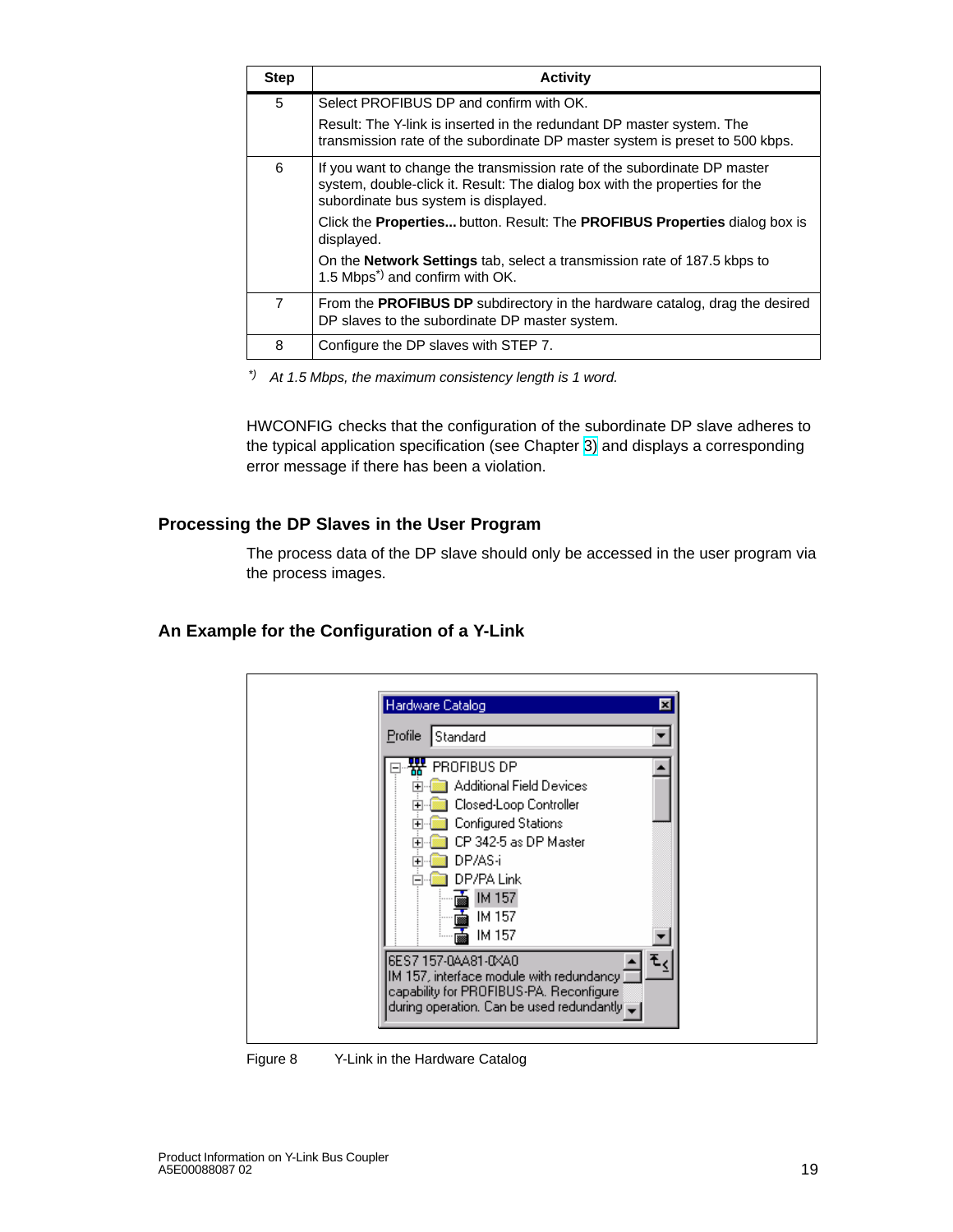| Step | Activity |
| --- | --- |
| 5 | Select PROFIBUS DP and confirm with OK. Result: The Y-link is inserted in the redundant DP master system. The transmission rate of the subordinate DP master system is preset to 500 kbps. |
| 6 | If you want to change the transmission rate of the subordinate DP master system, double-click it. Result: The dialog box with the properties for the subordinate bus system is displayed. Click the **Properties...** button. Result: The **PROFIBUS Properties** dialog box is displayed. On the **Network Settings** tab, select a transmission rate of 187.5 kbps to 1.5 Mbps*) and confirm with OK. |
| 7 | From the **PROFIBUS DP** subdirectory in the hardware catalog, drag the desired DP slaves to the subordinate DP master system. |
| 8 | Configure the DP slaves with STEP 7. |

*) *At 1.5 Mbps, the maximum consistency length is 1 word.*

HWCONFIG checks that the configuration of the subordinate DP slave adheres to the typical application specification (see Chapter 3) and displays a corresponding error message if there has been a violation.

## Processing the DP Slaves in the User Program

The process data of the DP slave should only be accessed in the user program via the process images.

## An Example for the Configuration of a Y-Link

Figure 8 Y-Link in the Hardware Catalog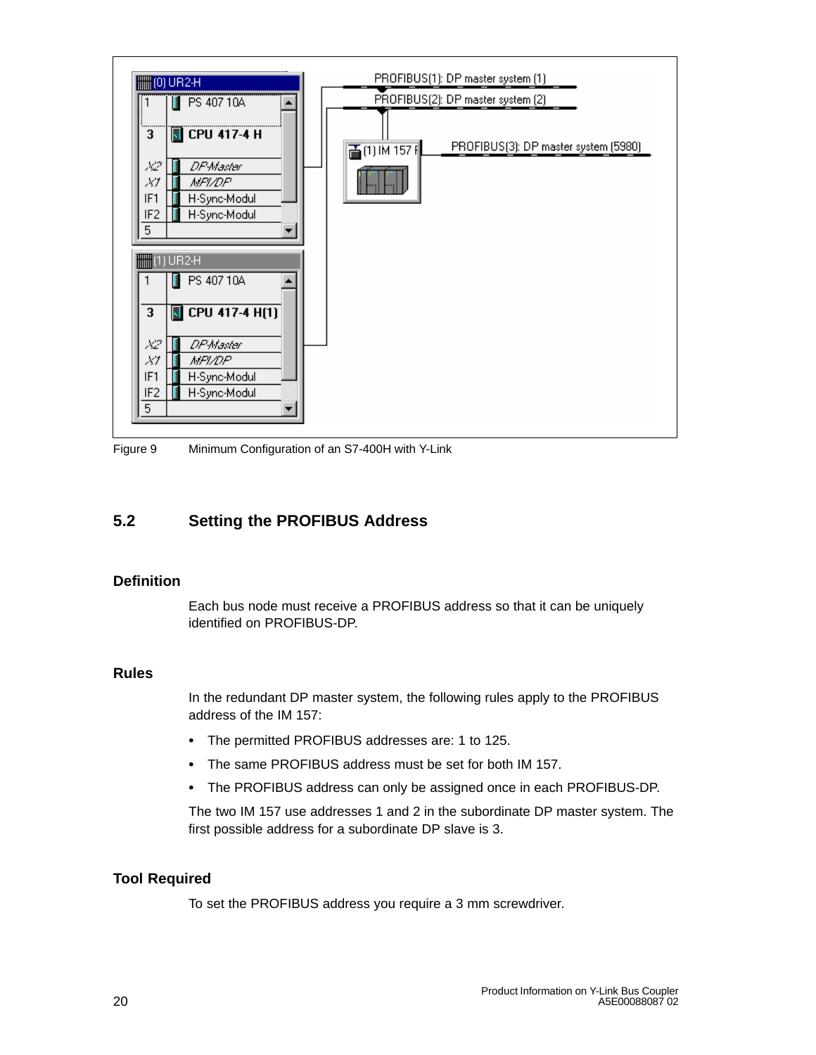PROFIBUS(1): DP master system (1)

PROFIBUS(2): DP master system (2)

PROFIBUS(3): DP master system (5980)

(0) UR2-H

1 PS 407 10A

3 CPU 417-4 H

X2 DP-Master

X1 MPI/DP

IF1 H-Sync-Modul

IF2 H-Sync-Modul

5

(1) UR2-H

1 PS 407 10A

3 CPU 417-4 H(1)

X2 DP-Master

X1 MPI/DP

IF1 H-Sync-Modul

IF2 H-Sync-Modul

5

(1) IM 157

Figure 9 Minimum Configuration of an S7-400H with Y-Link

## 5.2 Setting the PROFIBUS Address

### Definition

Each bus node must receive a PROFIBUS address so that it can be uniquely identified on PROFIBUS-DP.

### Rules

In the redundant DP master system, the following rules apply to the PROFIBUS address of the IM 157:

- The permitted PROFIBUS addresses are: 1 to 125.
- The same PROFIBUS address must be set for both IM 157.
- The PROFIBUS address can only be assigned once in each PROFIBUS-DP.

The two IM 157 use addresses 1 and 2 in the subordinate DP master system. The first possible address for a subordinate DP slave is 3.

### Tool Required

To set the PROFIBUS address you require a 3 mm screwdriver.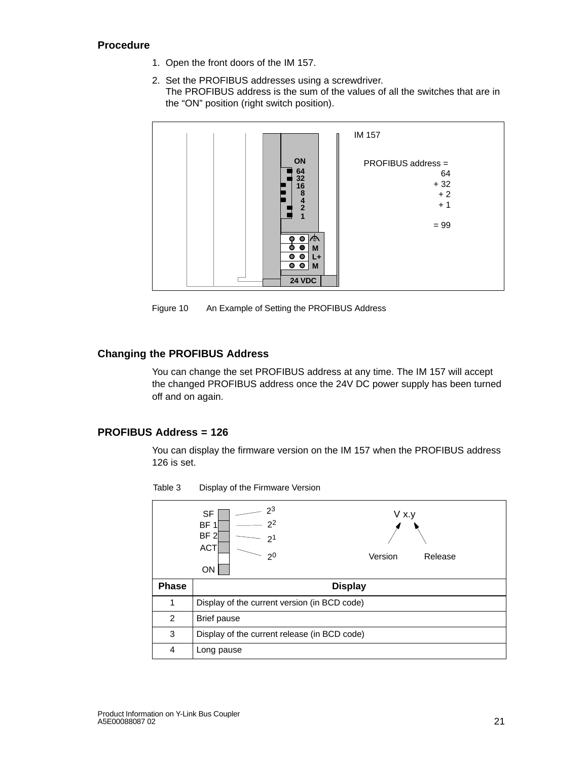### Procedure

1. Open the front doors of the IM 157.
2. Set the PROFIBUS addresses using a screwdriver.
   The PROFIBUS address is the sum of the values of all the switches that are in the “ON” position (right switch position).

IM 157

ON
64
32
16
8
4
2
1

M
L+
M
24 VDC

PROFIBUS address =
64
+ 32
+ 2
+ 1

= 99

Figure 10 An Example of Setting the PROFIBUS Address

### Changing the PROFIBUS Address

You can change the set PROFIBUS address at any time. The IM 157 will accept the changed PROFIBUS address once the 24V DC power supply has been turned off and on again.

### PROFIBUS Address = 126

You can display the firmware version on the IM 157 when the PROFIBUS address 126 is set.

Table 3 Display of the Firmware Version

SF — $2^3$
BF 1 — $2^2$
BF 2 — $2^1$
ACT — $2^0$
ON

V x.y
Version Release

| Phase | Display |
|---|---|
| 1 | Display of the current version (in BCD code) |
| 2 | Brief pause |
| 3 | Display of the current release (in BCD code) |
| 4 | Long pause |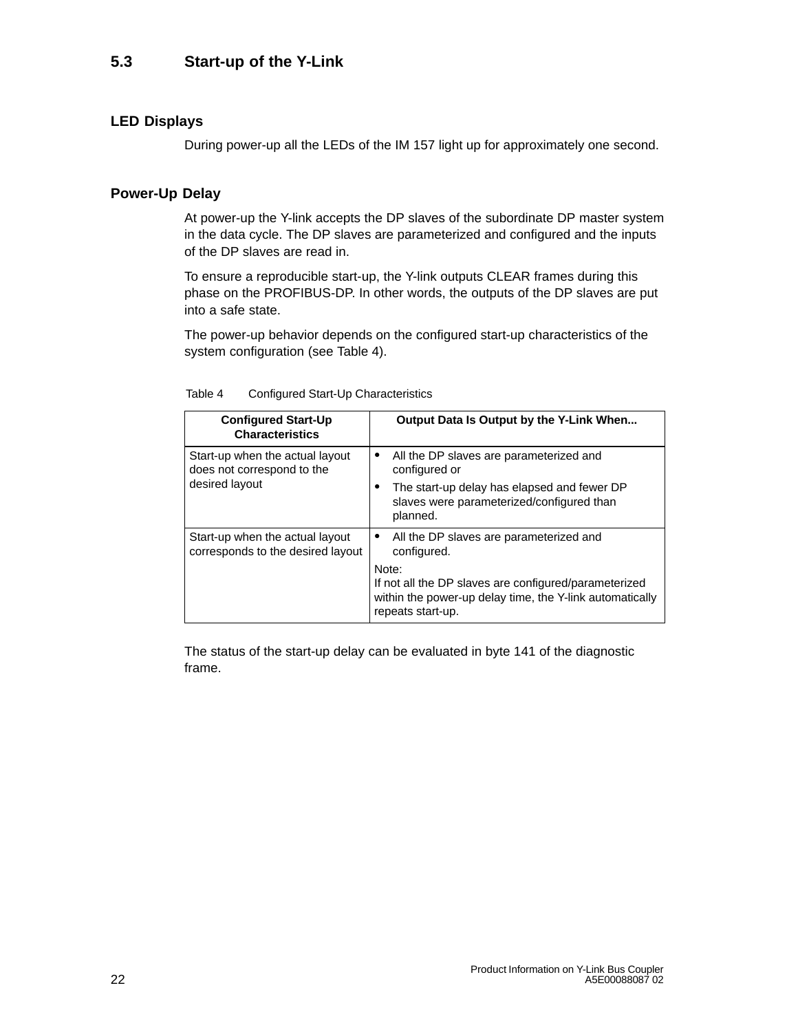## 5.3 Start-up of the Y-Link

### LED Displays

During power-up all the LEDs of the IM 157 light up for approximately one second.

### Power-Up Delay

At power-up the Y-link accepts the DP slaves of the subordinate DP master system in the data cycle. The DP slaves are parameterized and configured and the inputs of the DP slaves are read in.

To ensure a reproducible start-up, the Y-link outputs CLEAR frames during this phase on the PROFIBUS-DP. In other words, the outputs of the DP slaves are put into a safe state.

The power-up behavior depends on the configured start-up characteristics of the system configuration (see Table 4).

Table 4 Configured Start-Up Characteristics

| Configured Start-Up Characteristics | Output Data Is Output by the Y-Link When... |
|---|---|
| Start-up when the actual layout does not correspond to the desired layout | • All the DP slaves are parameterized and configured or<br>• The start-up delay has elapsed and fewer DP slaves were parameterized/configured than planned. |
| Start-up when the actual layout corresponds to the desired layout | • All the DP slaves are parameterized and configured.<br>Note:<br>If not all the DP slaves are configured/parameterized within the power-up delay time, the Y-link automatically repeats start-up. |

The status of the start-up delay can be evaluated in byte 141 of the diagnostic frame.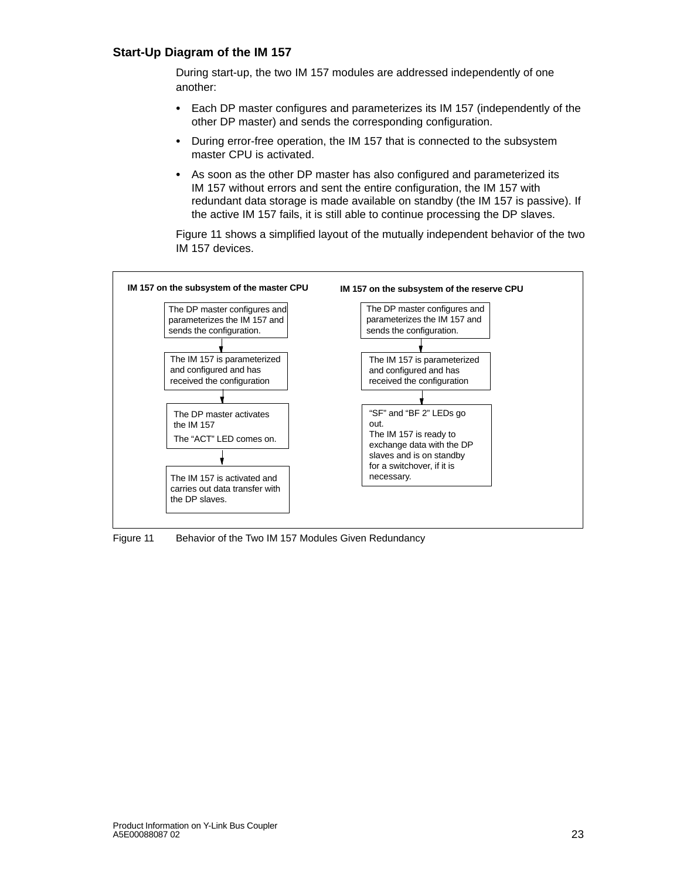### Start-Up Diagram of the IM 157

During start-up, the two IM 157 modules are addressed independently of one another:

- Each DP master configures and parameterizes its IM 157 (independently of the other DP master) and sends the corresponding configuration.
- During error-free operation, the IM 157 that is connected to the subsystem master CPU is activated.
- As soon as the other DP master has also configured and parameterized its IM 157 without errors and sent the entire configuration, the IM 157 with redundant data storage is made available on standby (the IM 157 is passive). If the active IM 157 fails, it is still able to continue processing the DP slaves.

Figure 11 shows a simplified layout of the mutually independent behavior of the two IM 157 devices.

**IM 157 on the subsystem of the master CPU**

The DP master configures and parameterizes the IM 157 and sends the configuration.

The IM 157 is parameterized and configured and has received the configuration

The DP master activates the IM 157

The “ACT” LED comes on.

The IM 157 is activated and carries out data transfer with the DP slaves.

**IM 157 on the subsystem of the reserve CPU**

The DP master configures and parameterizes the IM 157 and sends the configuration.

The IM 157 is parameterized and configured and has received the configuration

“SF” and “BF 2” LEDs go out.
The IM 157 is ready to exchange data with the DP slaves and is on standby for a switchover, if it is necessary.

Figure 11 Behavior of the Two IM 157 Modules Given Redundancy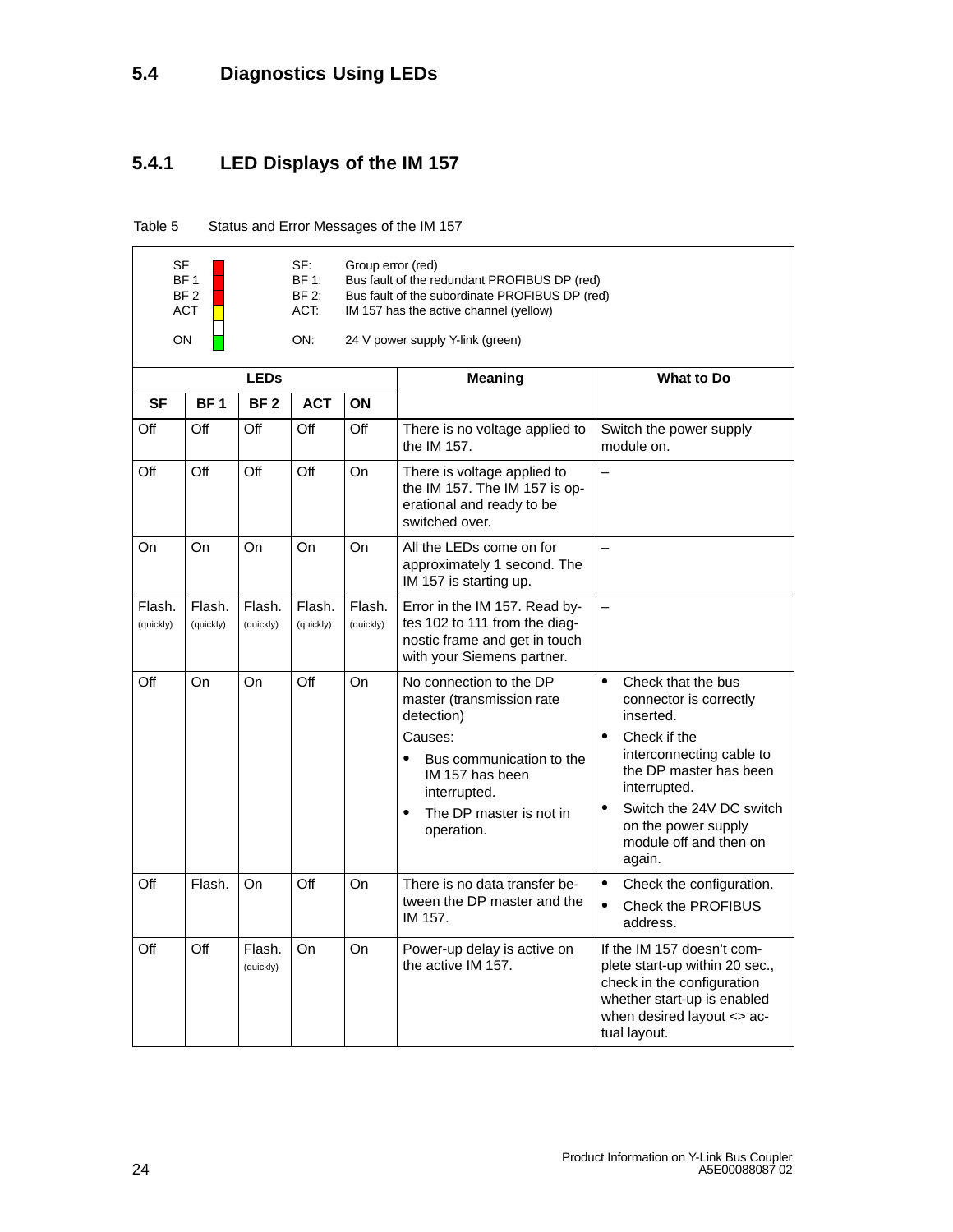## 5.4 Diagnostics Using LEDs

### 5.4.1 LED Displays of the IM 157

Table 5 Status and Error Messages of the IM 157

SF: Group error (red)
BF 1: Bus fault of the redundant PROFIBUS DP (red)
BF 2: Bus fault of the subordinate PROFIBUS DP (red)
ACT: IM 157 has the active channel (yellow)
ON: 24 V power supply Y-link (green)

| LEDs | | | | | Meaning | What to Do |
|---|---|---|---|---|---|---|
| SF | BF 1 | BF 2 | ACT | ON | | |
| Off | Off | Off | Off | Off | There is no voltage applied to the IM 157. | Switch the power supply module on. |
| Off | Off | Off | Off | On | There is voltage applied to the IM 157. The IM 157 is operational and ready to be switched over. | – |
| On | On | On | On | On | All the LEDs come on for approximately 1 second. The IM 157 is starting up. | – |
| Flash. (quickly) | Flash. (quickly) | Flash. (quickly) | Flash. (quickly) | Flash. (quickly) | Error in the IM 157. Read bytes 102 to 111 from the diagnostic frame and get in touch with your Siemens partner. | – |
| Off | On | On | Off | On | No connection to the DP master (transmission rate detection)<br>Causes:<br>• Bus communication to the IM 157 has been interrupted.<br>• The DP master is not in operation. | • Check that the bus connector is correctly inserted.<br>• Check if the interconnecting cable to the DP master has been interrupted.<br>• Switch the 24V DC switch on the power supply module off and then on again. |
| Off | Flash. | On | Off | On | There is no data transfer between the DP master and the IM 157. | • Check the configuration.<br>• Check the PROFIBUS address. |
| Off | Off | Flash. (quickly) | On | On | Power-up delay is active on the active IM 157. | If the IM 157 doesn't complete start-up within 20 sec., check in the configuration whether start-up is enabled when desired layout <> actual layout. |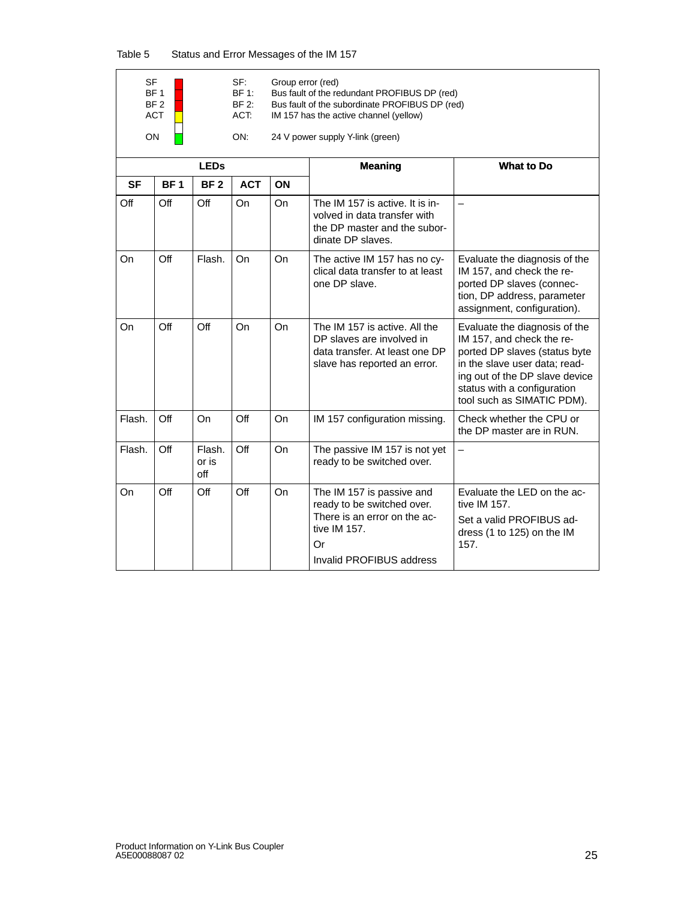Table 5 Status and Error Messages of the IM 157

SF: Group error (red)
BF 1: Bus fault of the redundant PROFIBUS DP (red)
BF 2: Bus fault of the subordinate PROFIBUS DP (red)
ACT: IM 157 has the active channel (yellow)
ON: 24 V power supply Y-link (green)

| LEDs | | | | | Meaning | What to Do |
|---|---|---|---|---|---|---|
| **SF** | **BF 1** | **BF 2** | **ACT** | **ON** | | |
| Off | Off | Off | On | On | The IM 157 is active. It is involved in data transfer with the DP master and the subordinate DP slaves. | – |
| On | Off | Flash. | On | On | The active IM 157 has no cyclical data transfer to at least one DP slave. | Evaluate the diagnosis of the IM 157, and check the reported DP slaves (connection, DP address, parameter assignment, configuration). |
| On | Off | Off | On | On | The IM 157 is active. All the DP slaves are involved in data transfer. At least one DP slave has reported an error. | Evaluate the diagnosis of the IM 157, and check the reported DP slaves (status byte in the slave user data; reading out of the DP slave device status with a configuration tool such as SIMATIC PDM). |
| Flash. | Off | On | Off | On | IM 157 configuration missing. | Check whether the CPU or the DP master are in RUN. |
| Flash. | Off | Flash. or is off | Off | On | The passive IM 157 is not yet ready to be switched over. | – |
| On | Off | Off | Off | On | The IM 157 is passive and ready to be switched over. There is an error on the active IM 157.<br>Or<br>Invalid PROFIBUS address | Evaluate the LED on the active IM 157.<br>Set a valid PROFIBUS address (1 to 125) on the IM 157. |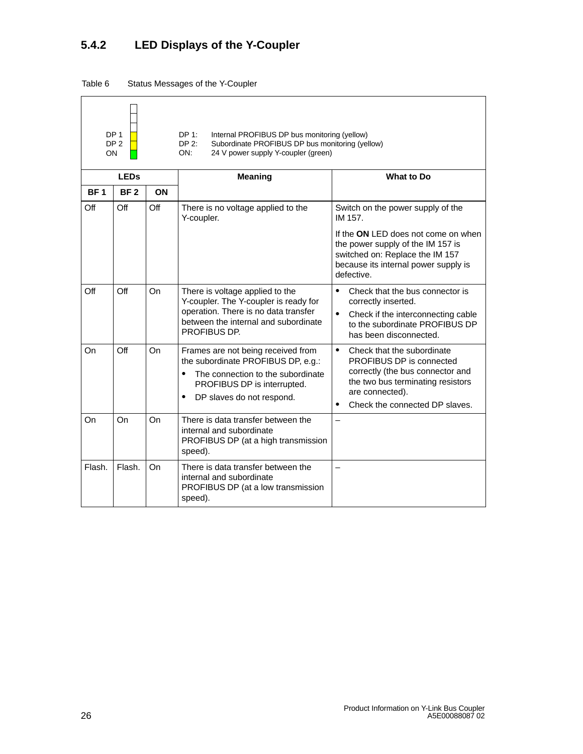### 5.4.2 LED Displays of the Y-Coupler

Table 6 Status Messages of the Y-Coupler

DP 1
DP 2
ON

DP 1: Internal PROFIBUS DP bus monitoring (yellow)
DP 2: Subordinate PROFIBUS DP bus monitoring (yellow)
ON: 24 V power supply Y-coupler (green)

| LEDs | | | Meaning | What to Do |
|---|---|---|---|---|
| **BF 1** | **BF 2** | **ON** | | |
| Off | Off | Off | There is no voltage applied to the Y-coupler. | Switch on the power supply of the IM 157.<br><br>If the **ON** LED does not come on when the power supply of the IM 157 is switched on: Replace the IM 157 because its internal power supply is defective. |
| Off | Off | On | There is voltage applied to the Y-coupler. The Y-coupler is ready for operation. There is no data transfer between the internal and subordinate PROFIBUS DP. | • Check that the bus connector is correctly inserted.<br>• Check if the interconnecting cable to the subordinate PROFIBUS DP has been disconnected. |
| On | Off | On | Frames are not being received from the subordinate PROFIBUS DP, e.g.:<br>• The connection to the subordinate PROFIBUS DP is interrupted.<br>• DP slaves do not respond. | • Check that the subordinate PROFIBUS DP is connected correctly (the bus connector and the two bus terminating resistors are connected).<br>• Check the connected DP slaves. |
| On | On | On | There is data transfer between the internal and subordinate PROFIBUS DP (at a high transmission speed). | – |
| Flash. | Flash. | On | There is data transfer between the internal and subordinate PROFIBUS DP (at a low transmission speed). | – |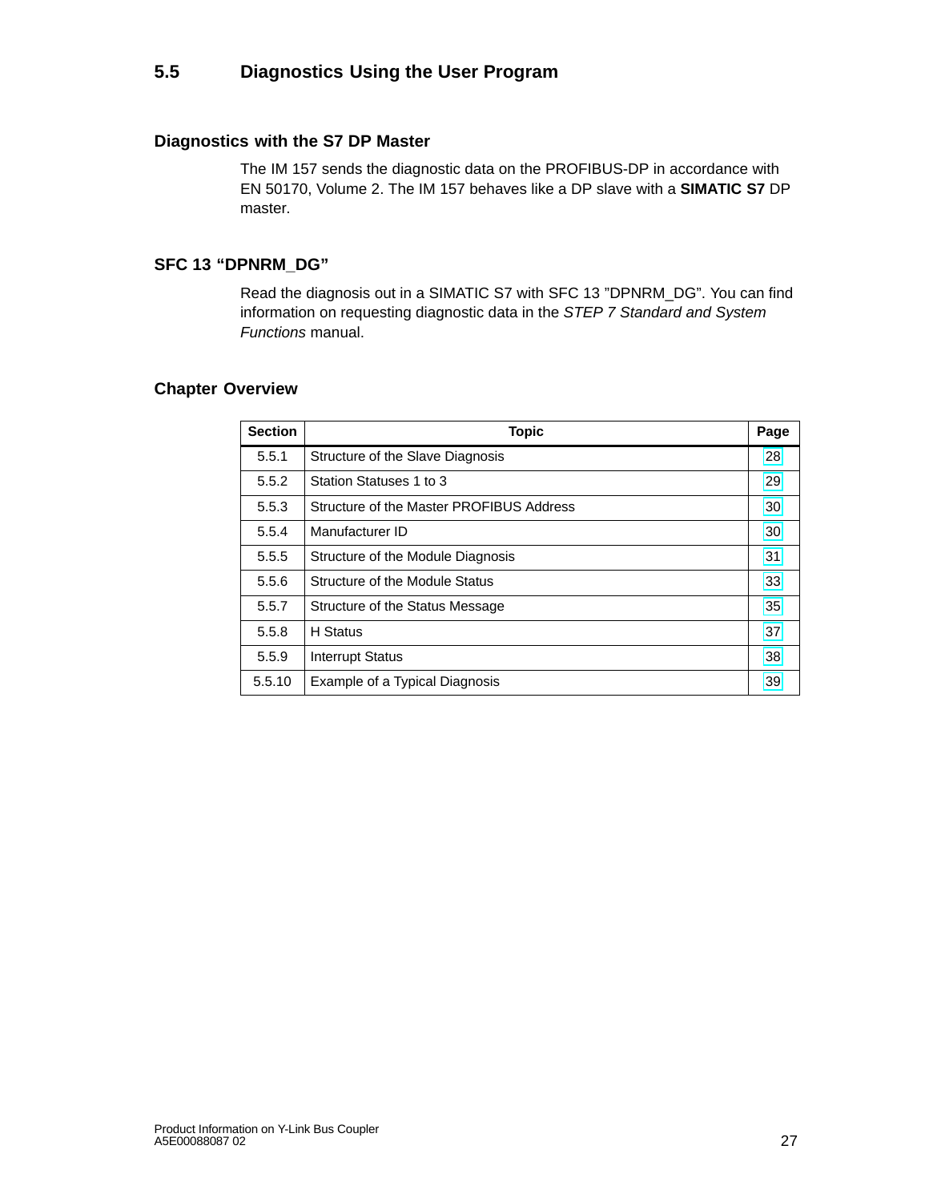## 5.5 Diagnostics Using the User Program

### Diagnostics with the S7 DP Master

The IM 157 sends the diagnostic data on the PROFIBUS-DP in accordance with EN 50170, Volume 2. The IM 157 behaves like a DP slave with a **SIMATIC S7** DP master.

### SFC 13 “DPNRM_DG”

Read the diagnosis out in a SIMATIC S7 with SFC 13 ”DPNRM_DG”. You can find information on requesting diagnostic data in the *STEP 7 Standard and System Functions* manual.

### Chapter Overview

| Section | Topic | Page |
|---|---|---|
| 5.5.1 | Structure of the Slave Diagnosis | 28 |
| 5.5.2 | Station Statuses 1 to 3 | 29 |
| 5.5.3 | Structure of the Master PROFIBUS Address | 30 |
| 5.5.4 | Manufacturer ID | 30 |
| 5.5.5 | Structure of the Module Diagnosis | 31 |
| 5.5.6 | Structure of the Module Status | 33 |
| 5.5.7 | Structure of the Status Message | 35 |
| 5.5.8 | H Status | 37 |
| 5.5.9 | Interrupt Status | 38 |
| 5.5.10 | Example of a Typical Diagnosis | 39 |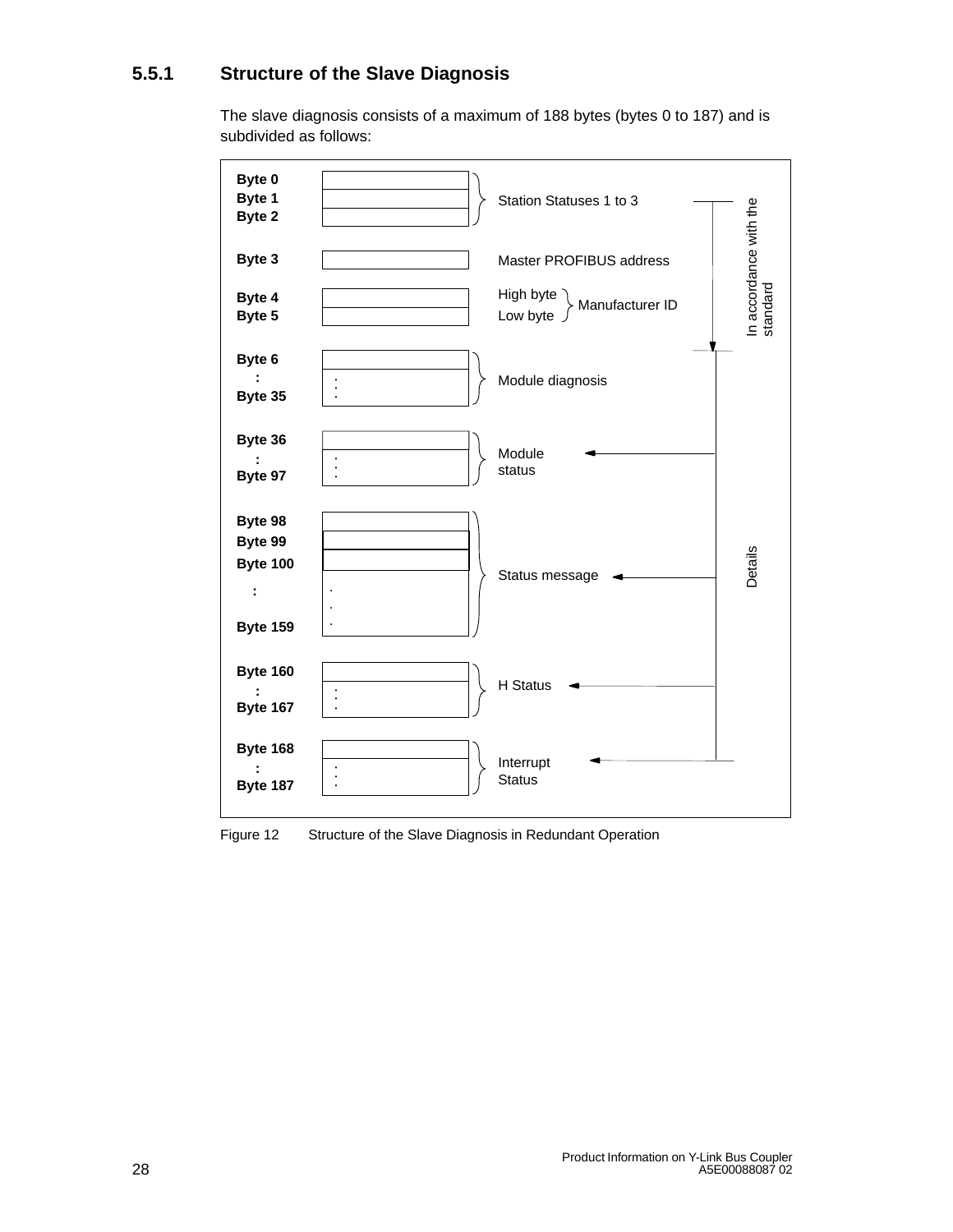### 5.5.1 Structure of the Slave Diagnosis

The slave diagnosis consists of a maximum of 188 bytes (bytes 0 to 187) and is subdivided as follows:

Byte 0
Byte 1
Byte 2
Station Statuses 1 to 3

Byte 3
Master PROFIBUS address

Byte 4
Byte 5
High byte
Low byte
Manufacturer ID

In accordance with the standard

Byte 6
:
Byte 35
Module diagnosis

Byte 36
:
Byte 97
Module status

Byte 98
Byte 99
Byte 100
:
Byte 159
Status message

Byte 160
:
Byte 167
H Status

Byte 168
:
Byte 187
Interrupt Status

Details

Figure 12 Structure of the Slave Diagnosis in Redundant Operation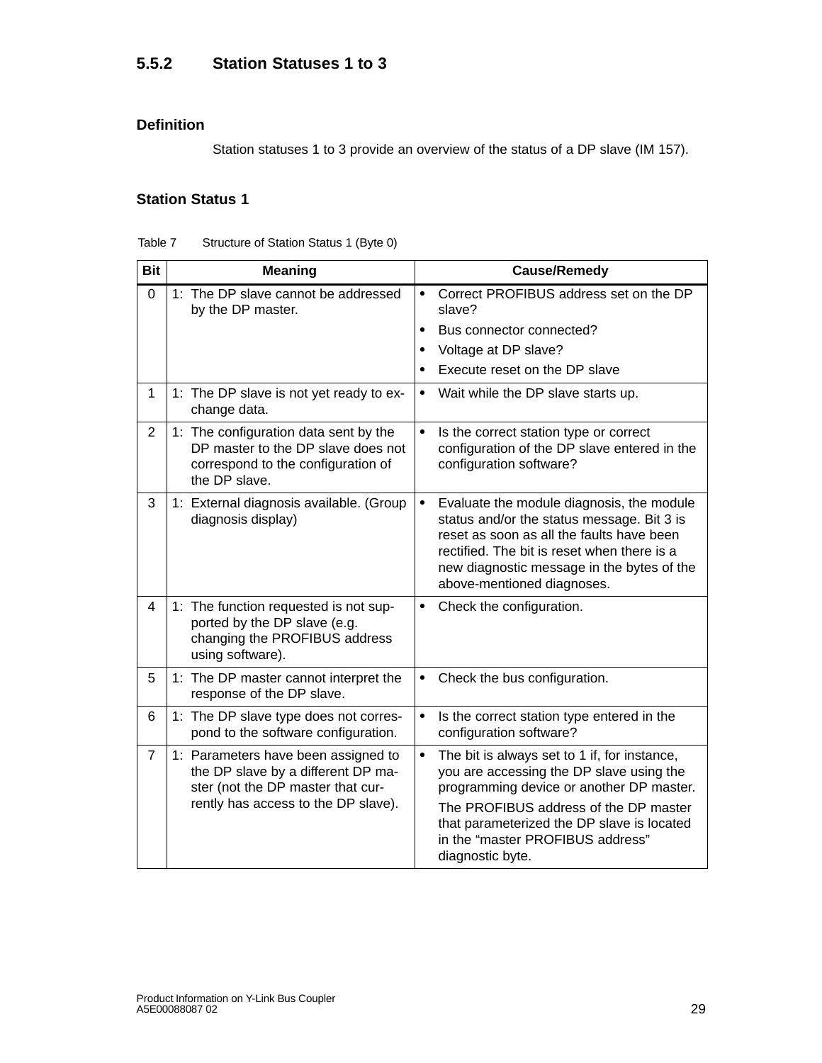### 5.5.2 Station Statuses 1 to 3

#### Definition

Station statuses 1 to 3 provide an overview of the status of a DP slave (IM 157).

#### Station Status 1

Table 7  Structure of Station Status 1 (Byte 0)

| Bit | Meaning | Cause/Remedy |
|---|---|---|
| 0 | 1: The DP slave cannot be addressed by the DP master. | • Correct PROFIBUS address set on the DP slave?<br>• Bus connector connected?<br>• Voltage at DP slave?<br>• Execute reset on the DP slave |
| 1 | 1: The DP slave is not yet ready to exchange data. | • Wait while the DP slave starts up. |
| 2 | 1: The configuration data sent by the DP master to the DP slave does not correspond to the configuration of the DP slave. | • Is the correct station type or correct configuration of the DP slave entered in the configuration software? |
| 3 | 1: External diagnosis available. (Group diagnosis display) | • Evaluate the module diagnosis, the module status and/or the status message. Bit 3 is reset as soon as all the faults have been rectified. The bit is reset when there is a new diagnostic message in the bytes of the above-mentioned diagnoses. |
| 4 | 1: The function requested is not supported by the DP slave (e.g. changing the PROFIBUS address using software). | • Check the configuration. |
| 5 | 1: The DP master cannot interpret the response of the DP slave. | • Check the bus configuration. |
| 6 | 1: The DP slave type does not correspond to the software configuration. | • Is the correct station type entered in the configuration software? |
| 7 | 1: Parameters have been assigned to the DP slave by a different DP master (not the DP master that currently has access to the DP slave). | • The bit is always set to 1 if, for instance, you are accessing the DP slave using the programming device or another DP master.<br>The PROFIBUS address of the DP master that parameterized the DP slave is located in the "master PROFIBUS address" diagnostic byte. |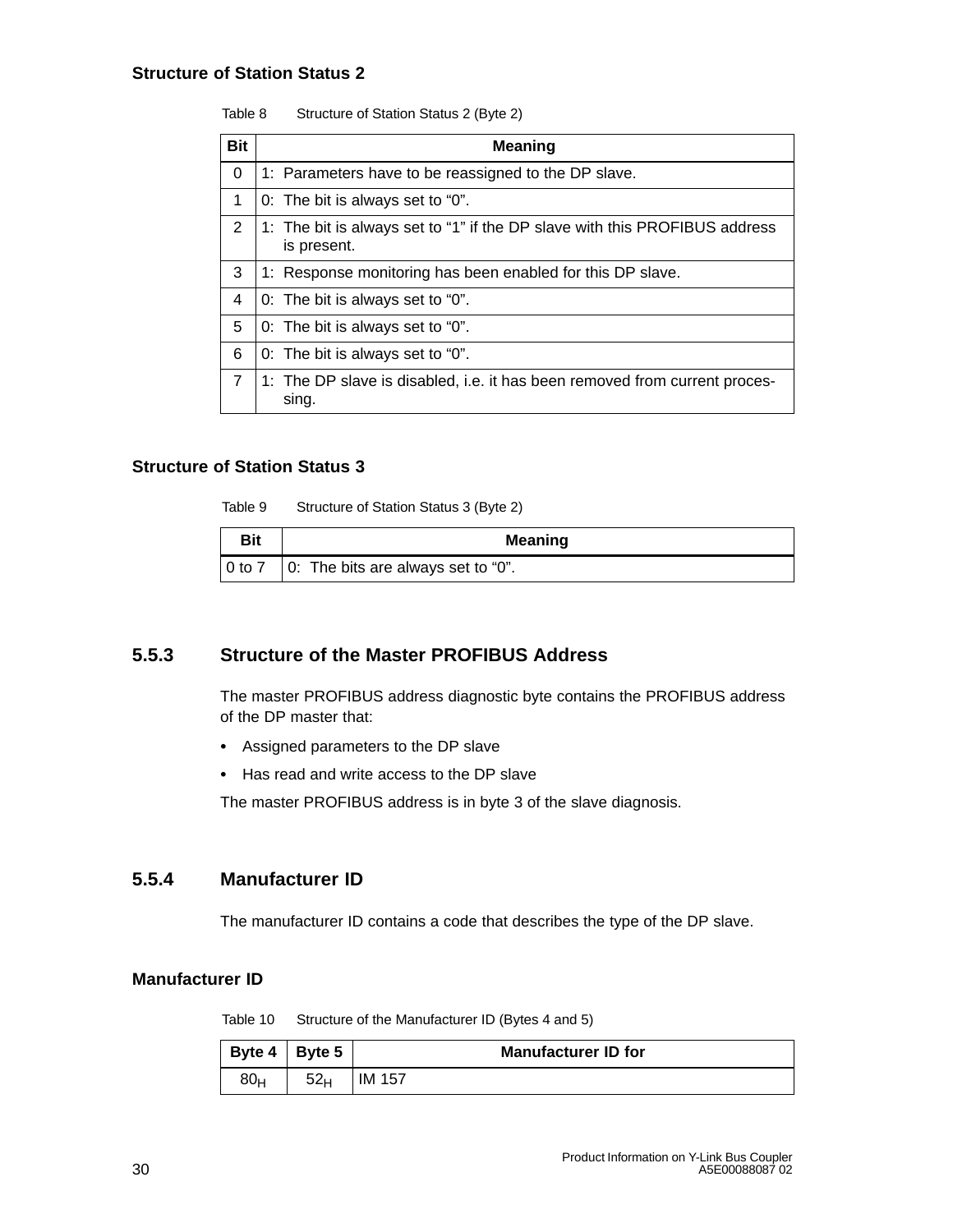### Structure of Station Status 2

Table 8 Structure of Station Status 2 (Byte 2)

| Bit | Meaning |
| --- | --- |
| 0 | 1: Parameters have to be reassigned to the DP slave. |
| 1 | 0: The bit is always set to “0”. |
| 2 | 1: The bit is always set to “1” if the DP slave with this PROFIBUS address is present. |
| 3 | 1: Response monitoring has been enabled for this DP slave. |
| 4 | 0: The bit is always set to “0”. |
| 5 | 0: The bit is always set to “0”. |
| 6 | 0: The bit is always set to “0”. |
| 7 | 1: The DP slave is disabled, i.e. it has been removed from current processing. |

### Structure of Station Status 3

Table 9 Structure of Station Status 3 (Byte 2)

| Bit | Meaning |
| --- | --- |
| 0 to 7 | 0: The bits are always set to “0”. |

## 5.5.3 Structure of the Master PROFIBUS Address

The master PROFIBUS address diagnostic byte contains the PROFIBUS address of the DP master that:

- Assigned parameters to the DP slave
- Has read and write access to the DP slave

The master PROFIBUS address is in byte 3 of the slave diagnosis.

## 5.5.4 Manufacturer ID

The manufacturer ID contains a code that describes the type of the DP slave.

### Manufacturer ID

Table 10 Structure of the Manufacturer ID (Bytes 4 and 5)

| Byte 4 | Byte 5 | Manufacturer ID for |
| --- | --- | --- |
| $80_H$ | $52_H$ | IM 157 |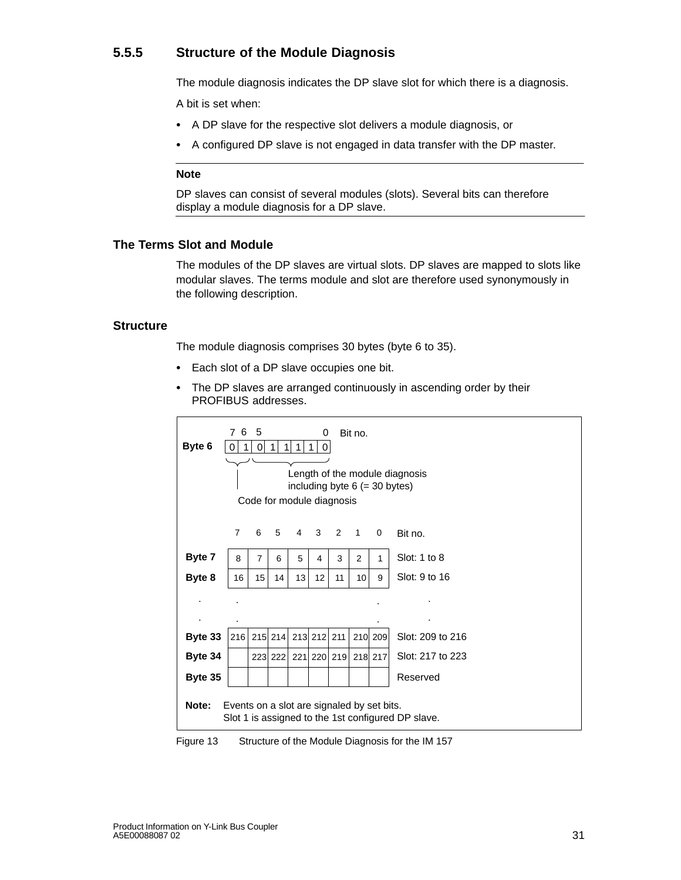### 5.5.5 Structure of the Module Diagnosis

The module diagnosis indicates the DP slave slot for which there is a diagnosis.

A bit is set when:

- A DP slave for the respective slot delivers a module diagnosis, or
- A configured DP slave is not engaged in data transfer with the DP master.

**Note**

DP slaves can consist of several modules (slots). Several bits can therefore display a module diagnosis for a DP slave.

#### The Terms Slot and Module

The modules of the DP slaves are virtual slots. DP slaves are mapped to slots like modular slaves. The terms module and slot are therefore used synonymously in the following description.

#### Structure

The module diagnosis comprises 30 bytes (byte 6 to 35).

- Each slot of a DP slave occupies one bit.
- The DP slaves are arranged continuously in ascending order by their PROFIBUS addresses.

**Byte 6** (Bit no. 7 6 5 ... 0): 0 1 0 1 1 1 1 0

- Bits 7–6: Code for module diagnosis
- Bits 5–0: Length of the module diagnosis including byte 6 (= 30 bytes)

| | 7 | 6 | 5 | 4 | 3 | 2 | 1 | 0 | Bit no. |
|---|---|---|---|---|---|---|---|---|---|
| **Byte 7** | 8 | 7 | 6 | 5 | 4 | 3 | 2 | 1 | Slot: 1 to 8 |
| **Byte 8** | 16 | 15 | 14 | 13 | 12 | 11 | 10 | 9 | Slot: 9 to 16 |
| . | . | | | | | | | . | . |
| . | . | | | | | | | . | . |
| **Byte 33** | 216 | 215 | 214 | 213 | 212 | 211 | 210 | 209 | Slot: 209 to 216 |
| **Byte 34** | | 223 | 222 | 221 | 220 | 219 | 218 | 217 | Slot: 217 to 223 |
| **Byte 35** | | | | | | | | | Reserved |

**Note:** Events on a slot are signaled by set bits. Slot 1 is assigned to the 1st configured DP slave.

Figure 13 Structure of the Module Diagnosis for the IM 157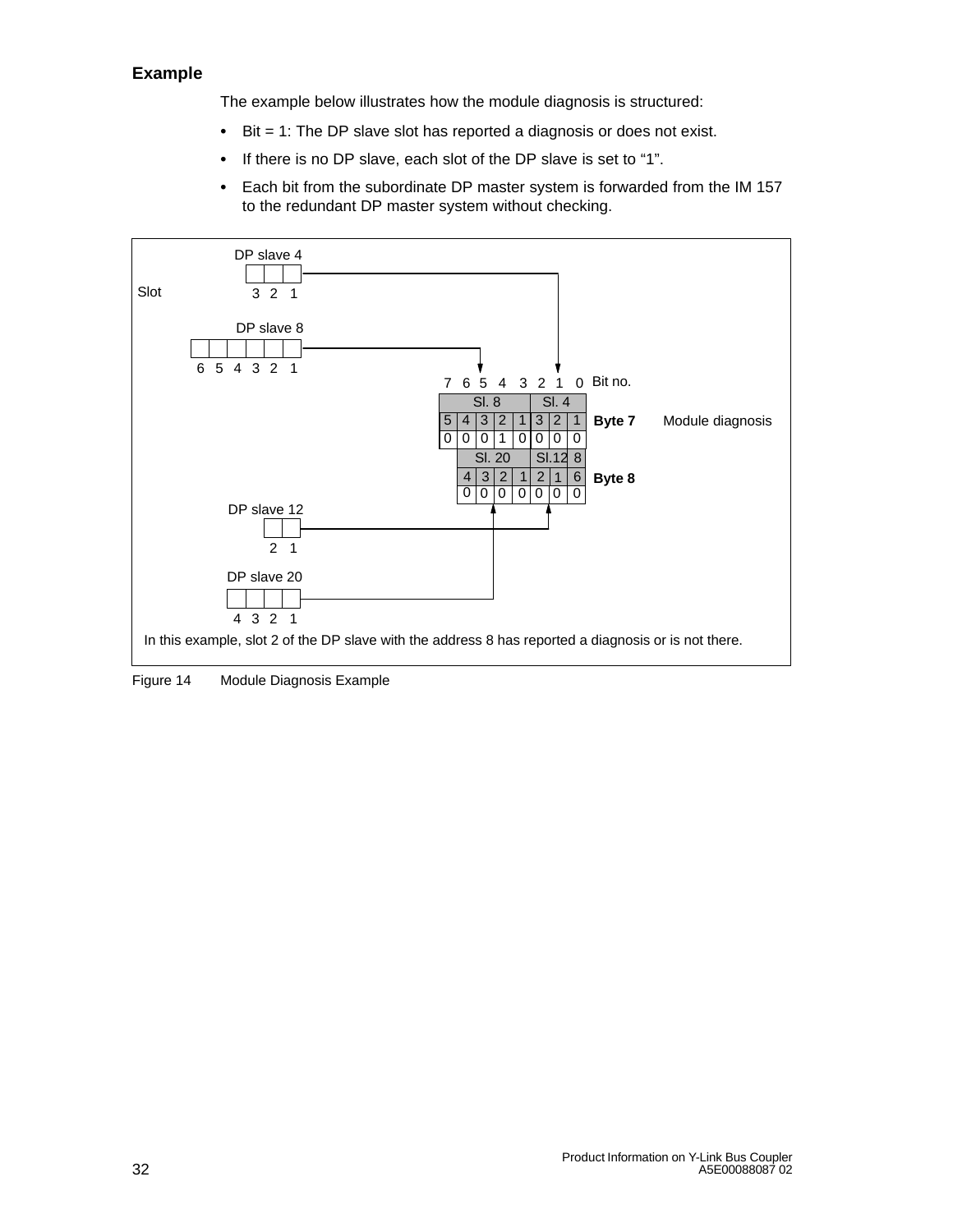### Example

The example below illustrates how the module diagnosis is structured:

- Bit = 1: The DP slave slot has reported a diagnosis or does not exist.
- If there is no DP slave, each slot of the DP slave is set to “1”.
- Each bit from the subordinate DP master system is forwarded from the IM 157 to the redundant DP master system without checking.

DP slave 4

Slot 3 2 1

DP slave 8

6 5 4 3 2 1

| Bit no. | 7 | 6 | 5 | 4 | 3 | 2 | 1 | 0 |
|---|---|---|---|---|---|---|---|---|
| | Sl. 8 | | | | | Sl. 4 | | |
| Byte 7 | 5 | 4 | 3 | 2 | 1 | 3 | 2 | 1 |
| | 0 | 0 | 0 | 1 | 0 | 0 | 0 | 0 |
| | | Sl. 20 | | | | Sl.12 | | 8 |
| Byte 8 | | 4 | 3 | 2 | 1 | 2 | 1 | 6 |
| | | 0 | 0 | 0 | 0 | 0 | 0 | 0 |

Module diagnosis

DP slave 12

2 1

DP slave 20

4 3 2 1

In this example, slot 2 of the DP slave with the address 8 has reported a diagnosis or is not there.

Figure 14 Module Diagnosis Example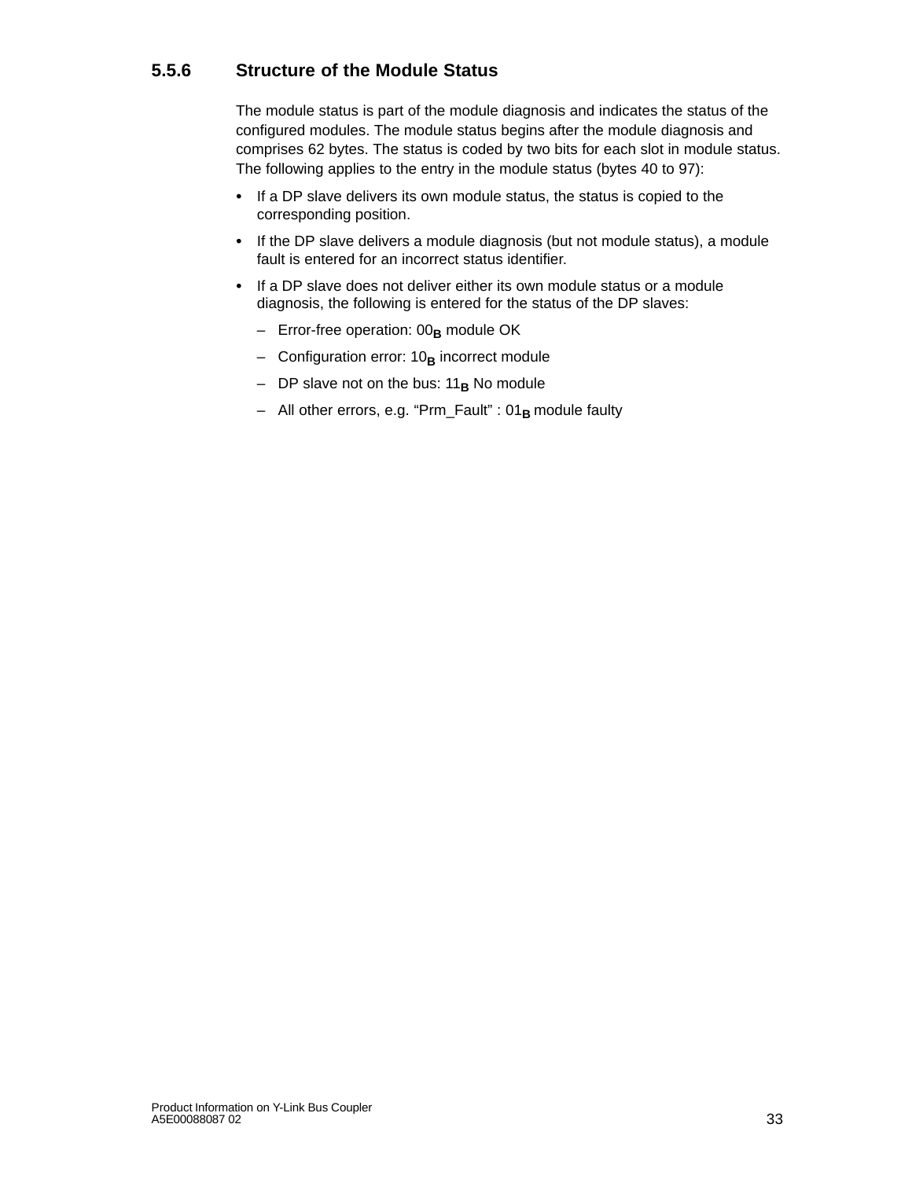### 5.5.6 Structure of the Module Status

The module status is part of the module diagnosis and indicates the status of the configured modules. The module status begins after the module diagnosis and comprises 62 bytes. The status is coded by two bits for each slot in module status. The following applies to the entry in the module status (bytes 40 to 97):

- If a DP slave delivers its own module status, the status is copied to the corresponding position.
- If the DP slave delivers a module diagnosis (but not module status), a module fault is entered for an incorrect status identifier.
- If a DP slave does not deliver either its own module status or a module diagnosis, the following is entered for the status of the DP slaves:
  - Error-free operation: $00_B$ module OK
  - Configuration error: $10_B$ incorrect module
  - DP slave not on the bus: $11_B$ No module
  - All other errors, e.g. “Prm_Fault” : $01_B$ module faulty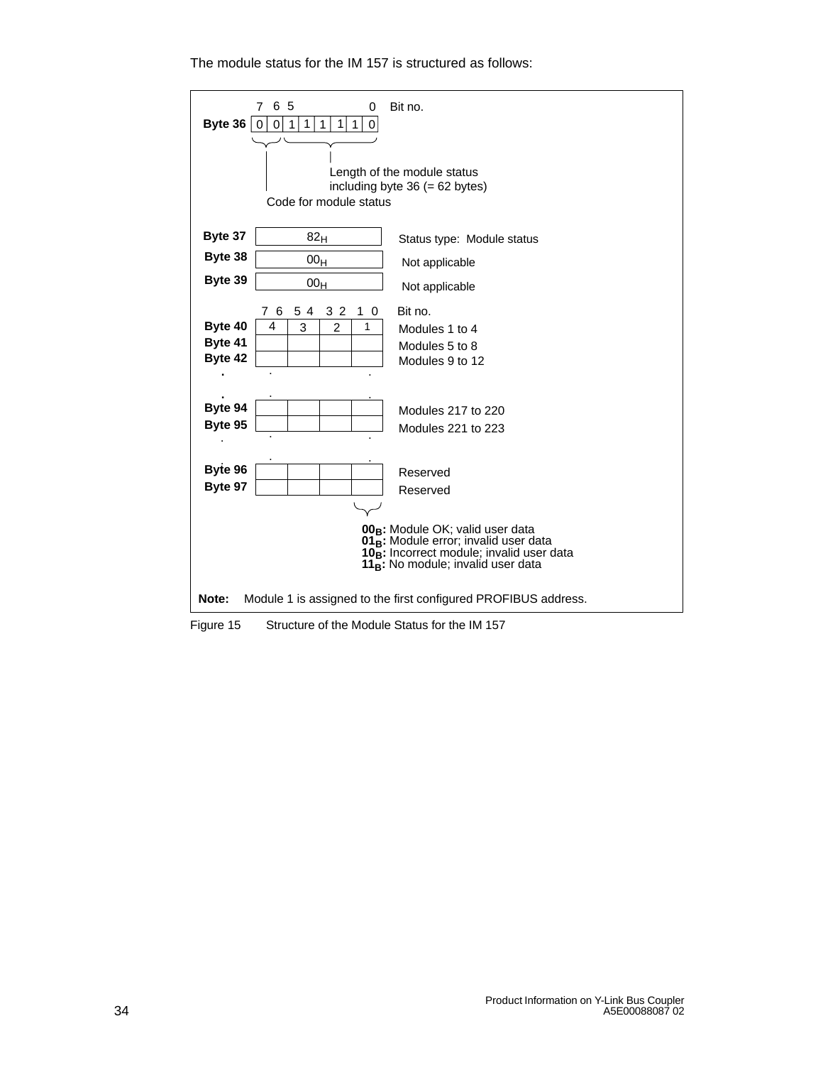The module status for the IM 157 is structured as follows:

| | Bit 7 | Bit 6 | Bit 5 | | | | | Bit 0 | |
|---|---|---|---|---|---|---|---|---|---|
| Byte 36 | 0 | 0 | 1 | 1 | 1 | 1 | 1 | 0 | Bits 7–6: Code for module status; Bits 5–0: Length of the module status including byte 36 (= 62 bytes) |

| | | |
|---|---|---|
| Byte 37 | $82_H$ | Status type: Module status |
| Byte 38 | $00_H$ | Not applicable |
| Byte 39 | $00_H$ | Not applicable |

| | Bits 7 6 | Bits 5 4 | Bits 3 2 | Bits 1 0 | |
|---|---|---|---|---|---|
| Byte 40 | 4 | 3 | 2 | 1 | Modules 1 to 4 |
| Byte 41 | | | | | Modules 5 to 8 |
| Byte 42 | | | | | Modules 9 to 12 |
| . | . | | | . | |
| . | . | | | . | |
| Byte 94 | | | | | Modules 217 to 220 |
| Byte 95 | | | | | Modules 221 to 223 |
| . | . | | | . | |
| . | . | | | . | |
| Byte 96 | | | | | Reserved |
| Byte 97 | | | | | Reserved |

**$00_B$:** Module OK; valid user data
**$01_B$:** Module error; invalid user data
**$10_B$:** Incorrect module; invalid user data
**$11_B$:** No module; invalid user data

**Note:** Module 1 is assigned to the first configured PROFIBUS address.

Figure 15 Structure of the Module Status for the IM 157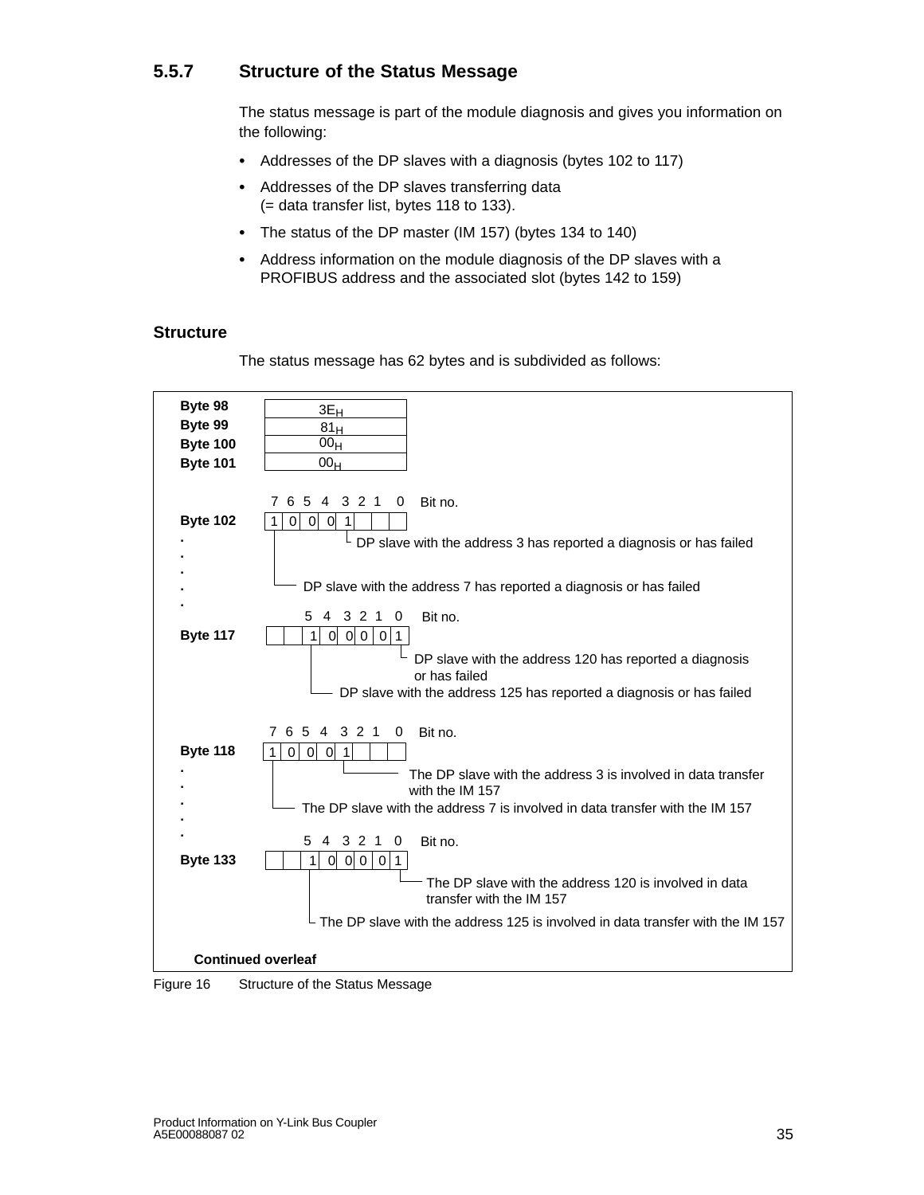### 5.5.7 Structure of the Status Message

The status message is part of the module diagnosis and gives you information on the following:

- Addresses of the DP slaves with a diagnosis (bytes 102 to 117)
- Addresses of the DP slaves transferring data (= data transfer list, bytes 118 to 133).
- The status of the DP master (IM 157) (bytes 134 to 140)
- Address information on the module diagnosis of the DP slaves with a PROFIBUS address and the associated slot (bytes 142 to 159)

#### Structure

The status message has 62 bytes and is subdivided as follows:

| | |
|---|---|
| **Byte 98** | $3E_H$ |
| **Byte 99** | $81_H$ |
| **Byte 100** | $00_H$ |
| **Byte 101** | $00_H$ |

| | Bit no. 7 | 6 | 5 | 4 | 3 | 2 | 1 | 0 |
|---|---|---|---|---|---|---|---|---|
| **Byte 102** | 1 | 0 | 0 | 0 | 1 | | | |

- DP slave with the address 3 has reported a diagnosis or has failed
- DP slave with the address 7 has reported a diagnosis or has failed

. . . . .

| | 7 | 6 | Bit no. 5 | 4 | 3 | 2 | 1 | 0 |
|---|---|---|---|---|---|---|---|---|
| **Byte 117** | | | 1 | 0 | 0 | 0 | 0 | 1 |

- DP slave with the address 120 has reported a diagnosis or has failed
- DP slave with the address 125 has reported a diagnosis or has failed

| | Bit no. 7 | 6 | 5 | 4 | 3 | 2 | 1 | 0 |
|---|---|---|---|---|---|---|---|---|
| **Byte 118** | 1 | 0 | 0 | 0 | 1 | | | |

- The DP slave with the address 3 is involved in data transfer with the IM 157
- The DP slave with the address 7 is involved in data transfer with the IM 157

. . . . .

| | 7 | 6 | Bit no. 5 | 4 | 3 | 2 | 1 | 0 |
|---|---|---|---|---|---|---|---|---|
| **Byte 133** | | | 1 | 0 | 0 | 0 | 0 | 1 |

- The DP slave with the address 120 is involved in data transfer with the IM 157
- The DP slave with the address 125 is involved in data transfer with the IM 157

**Continued overleaf**

Figure 16 Structure of the Status Message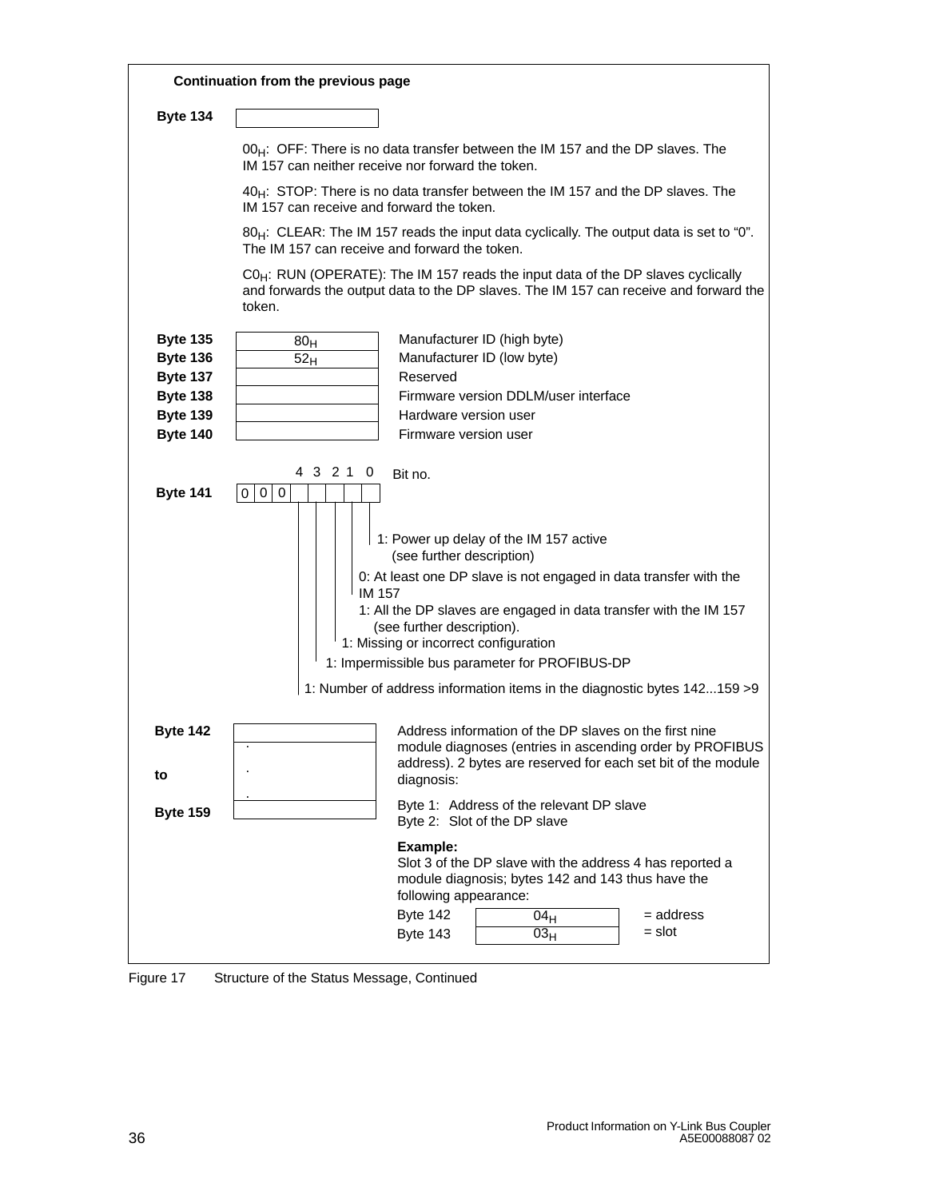**Continuation from the previous page**

**Byte 134**

$00_H$: OFF: There is no data transfer between the IM 157 and the DP slaves. The IM 157 can neither receive nor forward the token.

$40_H$: STOP: There is no data transfer between the IM 157 and the DP slaves. The IM 157 can receive and forward the token.

$80_H$: CLEAR: The IM 157 reads the input data cyclically. The output data is set to “0”. The IM 157 can receive and forward the token.

$C0_H$: RUN (OPERATE): The IM 157 reads the input data of the DP slaves cyclically and forwards the output data to the DP slaves. The IM 157 can receive and forward the token.

| Byte | Value | Description |
|---|---|---|
| **Byte 135** | $80_H$ | Manufacturer ID (high byte) |
| **Byte 136** | $52_H$ | Manufacturer ID (low byte) |
| **Byte 137** | | Reserved |
| **Byte 138** | | Firmware version DDLM/user interface |
| **Byte 139** | | Hardware version user |
| **Byte 140** | | Firmware version user |

**Byte 141** (Bit no. 7 6 5 = 0 0 0; bits 4 3 2 1 0):

- Bit 0 – 1: Power up delay of the IM 157 active (see further description)
- Bit 1 – 0: At least one DP slave is not engaged in data transfer with the IM 157
  1: All the DP slaves are engaged in data transfer with the IM 157 (see further description).
- Bit 2 – 1: Missing or incorrect configuration
- Bit 3 – 1: Impermissible bus parameter for PROFIBUS-DP
- Bit 4 – 1: Number of address information items in the diagnostic bytes 142...159 >9

**Byte 142 to Byte 159**

Address information of the DP slaves on the first nine module diagnoses (entries in ascending order by PROFIBUS address). 2 bytes are reserved for each set bit of the module diagnosis:

Byte 1: Address of the relevant DP slave
Byte 2: Slot of the DP slave

**Example:**
Slot 3 of the DP slave with the address 4 has reported a module diagnosis; bytes 142 and 143 thus have the following appearance:

| | | |
|---|---|---|
| Byte 142 | $04_H$ | = address |
| Byte 143 | $03_H$ | = slot |

Figure 17 Structure of the Status Message, Continued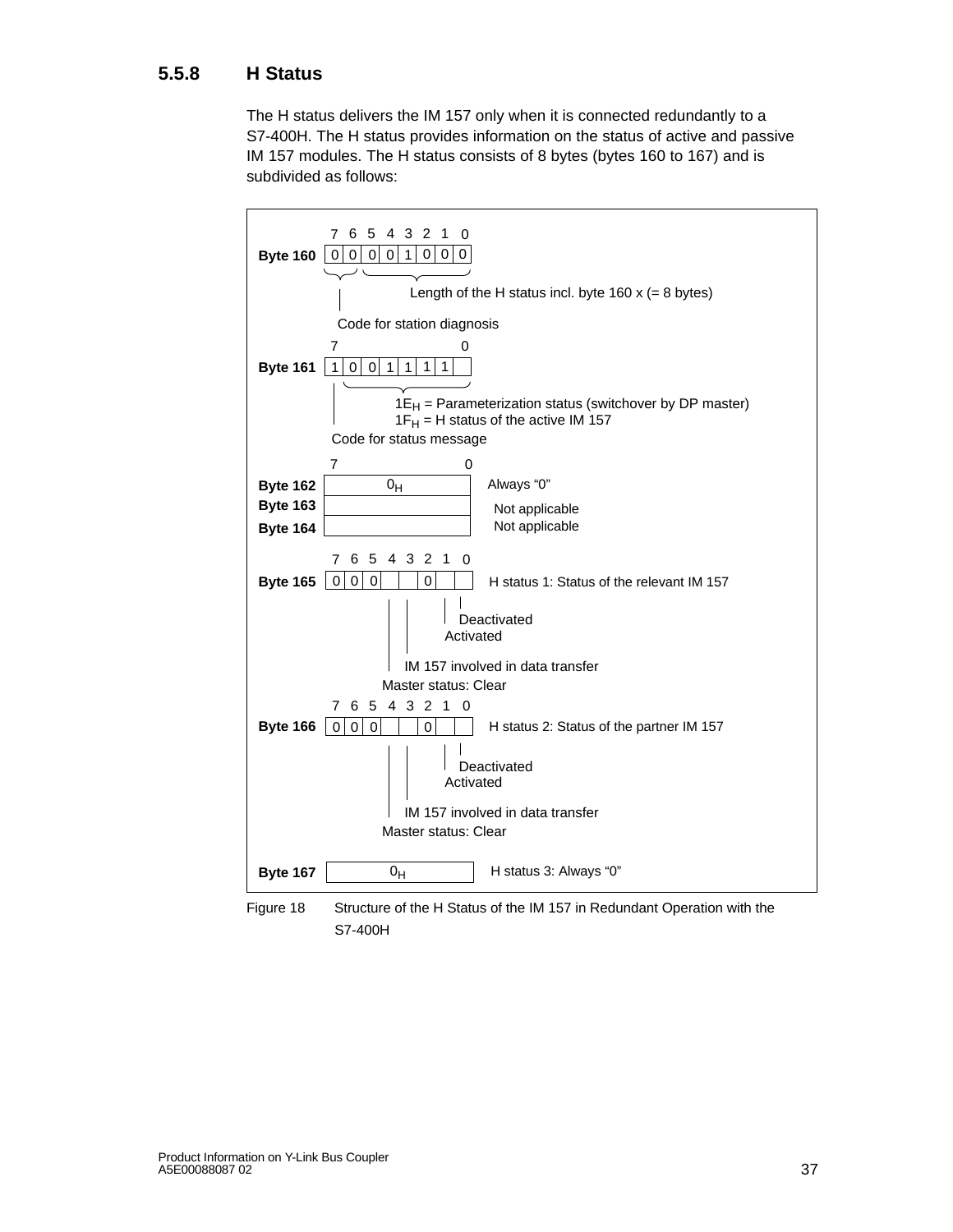### 5.5.8 H Status

The H status delivers the IM 157 only when it is connected redundantly to a S7-400H. The H status provides information on the status of active and passive IM 157 modules. The H status consists of 8 bytes (bytes 160 to 167) and is subdivided as follows:

7 6 5 4 3 2 1 0

**Byte 160** 0 0 0 0 1 0 0 0

Length of the H status incl. byte 160 x (= 8 bytes)

Code for station diagnosis

7 0

**Byte 161** 1 0 0 1 1 1 1

$1E_H$ = Parameterization status (switchover by DP master)
$1F_H$ = H status of the active IM 157

Code for status message

7 0

**Byte 162** $0_H$ Always "0"

**Byte 163** Not applicable

**Byte 164** Not applicable

7 6 5 4 3 2 1 0

**Byte 165** 0 0 0 0 H status 1: Status of the relevant IM 157

Deactivated
Activated

IM 157 involved in data transfer
Master status: Clear

7 6 5 4 3 2 1 0

**Byte 166** 0 0 0 0 H status 2: Status of the partner IM 157

Deactivated
Activated

IM 157 involved in data transfer
Master status: Clear

**Byte 167** $0_H$ H status 3: Always "0"

Figure 18 Structure of the H Status of the IM 157 in Redundant Operation with the S7-400H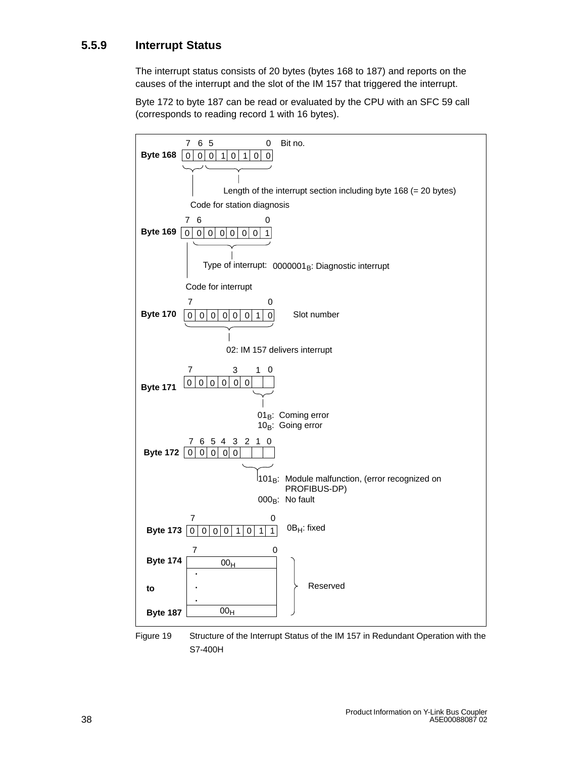### 5.5.9 Interrupt Status

The interrupt status consists of 20 bytes (bytes 168 to 187) and reports on the causes of the interrupt and the slot of the IM 157 that triggered the interrupt.

Byte 172 to byte 187 can be read or evaluated by the CPU with an SFC 59 call (corresponds to reading record 1 with 16 bytes).

7 6 5 0 Bit no.

Byte 168 0 0 0 1 0 1 0 0

Length of the interrupt section including byte 168 (= 20 bytes)

Code for station diagnosis

7 6 0

Byte 169 0 0 0 0 0 0 0 1

Type of interrupt: $0000001_B$: Diagnostic interrupt

Code for interrupt

7 0

Byte 170 0 0 0 0 0 0 1 0 Slot number

02: IM 157 delivers interrupt

7 3 1 0

Byte 171 0 0 0 0 0 0

$01_B$: Coming error
$10_B$: Going error

7 6 5 4 3 2 1 0

Byte 172 0 0 0 0 0

$101_B$: Module malfunction, (error recognized on PROFIBUS-DP)
$000_B$: No fault

7 0

Byte 173 0 0 0 0 1 0 1 1 $0B_H$: fixed

7 0

Byte 174 $00_H$

to . . . Reserved

Byte 187 $00_H$

Figure 19 Structure of the Interrupt Status of the IM 157 in Redundant Operation with the S7-400H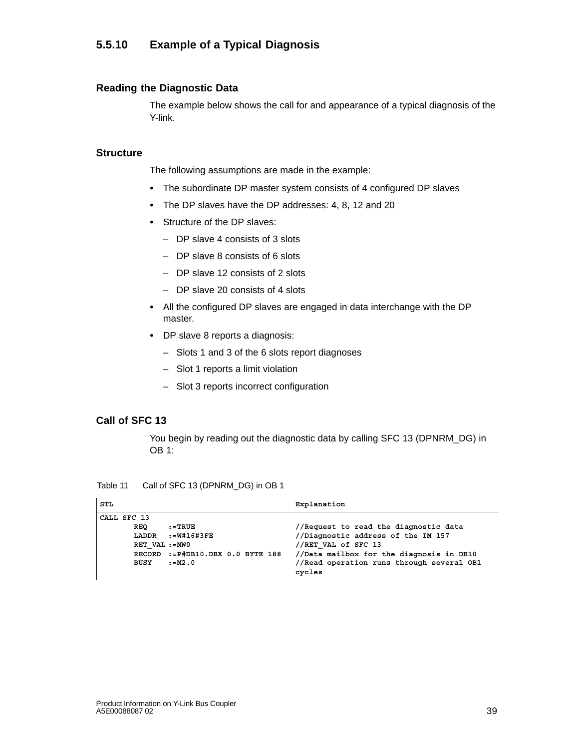### 5.5.10 Example of a Typical Diagnosis

#### Reading the Diagnostic Data

The example below shows the call for and appearance of a typical diagnosis of the Y-link.

#### Structure

The following assumptions are made in the example:

- The subordinate DP master system consists of 4 configured DP slaves
- The DP slaves have the DP addresses: 4, 8, 12 and 20
- Structure of the DP slaves:
  - DP slave 4 consists of 3 slots
  - DP slave 8 consists of 6 slots
  - DP slave 12 consists of 2 slots
  - DP slave 20 consists of 4 slots
- All the configured DP slaves are engaged in data interchange with the DP master.
- DP slave 8 reports a diagnosis:
  - Slots 1 and 3 of the 6 slots report diagnoses
  - Slot 1 reports a limit violation
  - Slot 3 reports incorrect configuration

#### Call of SFC 13

You begin by reading out the diagnostic data by calling SFC 13 (DPNRM_DG) in OB 1:

Table 11 Call of SFC 13 (DPNRM_DG) in OB 1

| STL | Explanation |
|---|---|
| CALL SFC 13 | |
| REQ :=TRUE | //Request to read the diagnostic data |
| LADDR :=W#16#3FE | //Diagnostic address of the IM 157 |
| RET_VAL :=MW0 | //RET_VAL of SFC 13 |
| RECORD :=P#DB10.DBX 0.0 BYTE 188 | //Data mailbox for the diagnosis in DB10 |
| BUSY :=M2.0 | //Read operation runs through several OB1 cycles |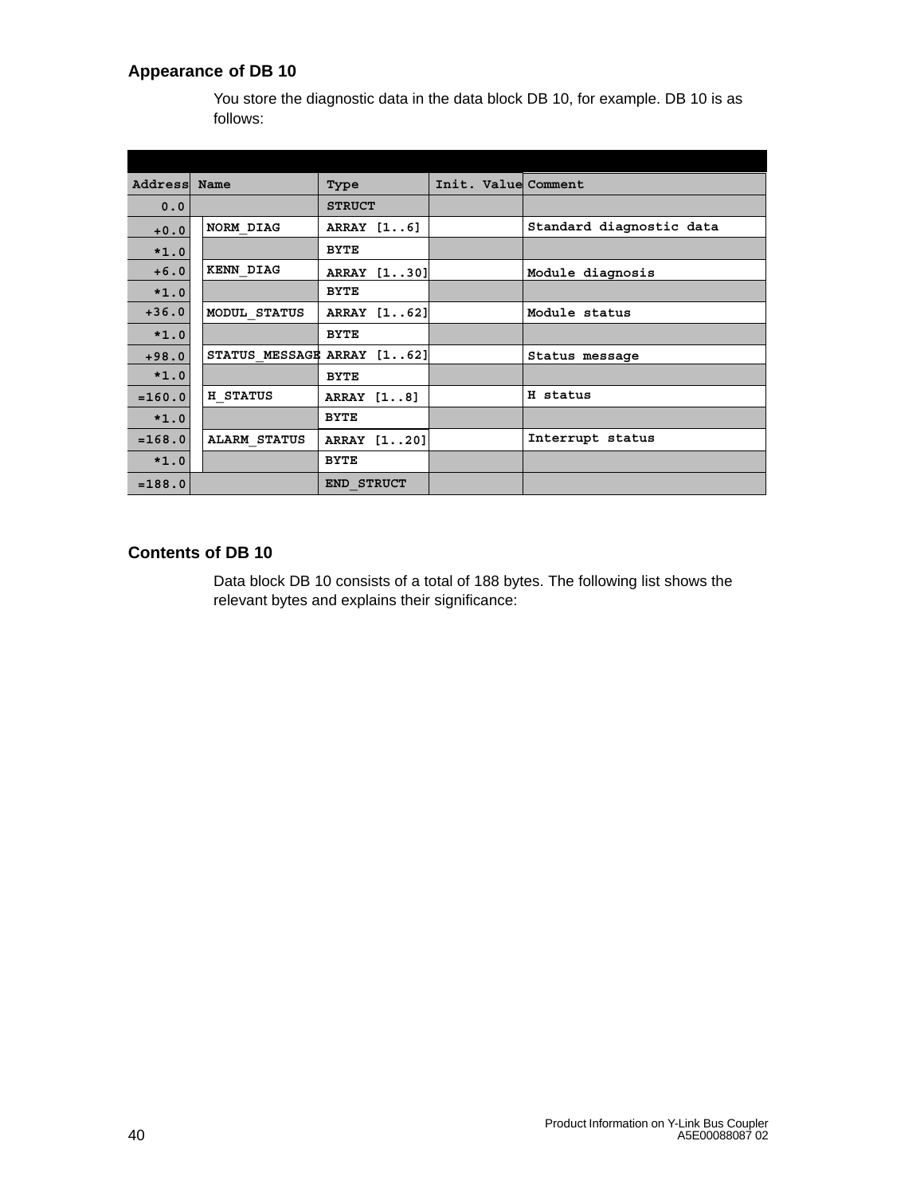### Appearance of DB 10

You store the diagnostic data in the data block DB 10, for example. DB 10 is as follows:

| Address | Name | Type | Init. Value | Comment |
| --- | --- | --- | --- | --- |
| 0.0 | | STRUCT | | |
| +0.0 | NORM_DIAG | ARRAY [1..6] | | Standard diagnostic data |
| *1.0 | | BYTE | | |
| +6.0 | KENN_DIAG | ARRAY [1..30] | | Module diagnosis |
| *1.0 | | BYTE | | |
| +36.0 | MODUL_STATUS | ARRAY [1..62] | | Module status |
| *1.0 | | BYTE | | |
| +98.0 | STATUS_MESSAGE | ARRAY [1..62] | | Status message |
| *1.0 | | BYTE | | |
| =160.0 | H_STATUS | ARRAY [1..8] | | H status |
| *1.0 | | BYTE | | |
| =168.0 | ALARM_STATUS | ARRAY [1..20] | | Interrupt status |
| *1.0 | | BYTE | | |
| =188.0 | | END_STRUCT | | |

### Contents of DB 10

Data block DB 10 consists of a total of 188 bytes. The following list shows the relevant bytes and explains their significance: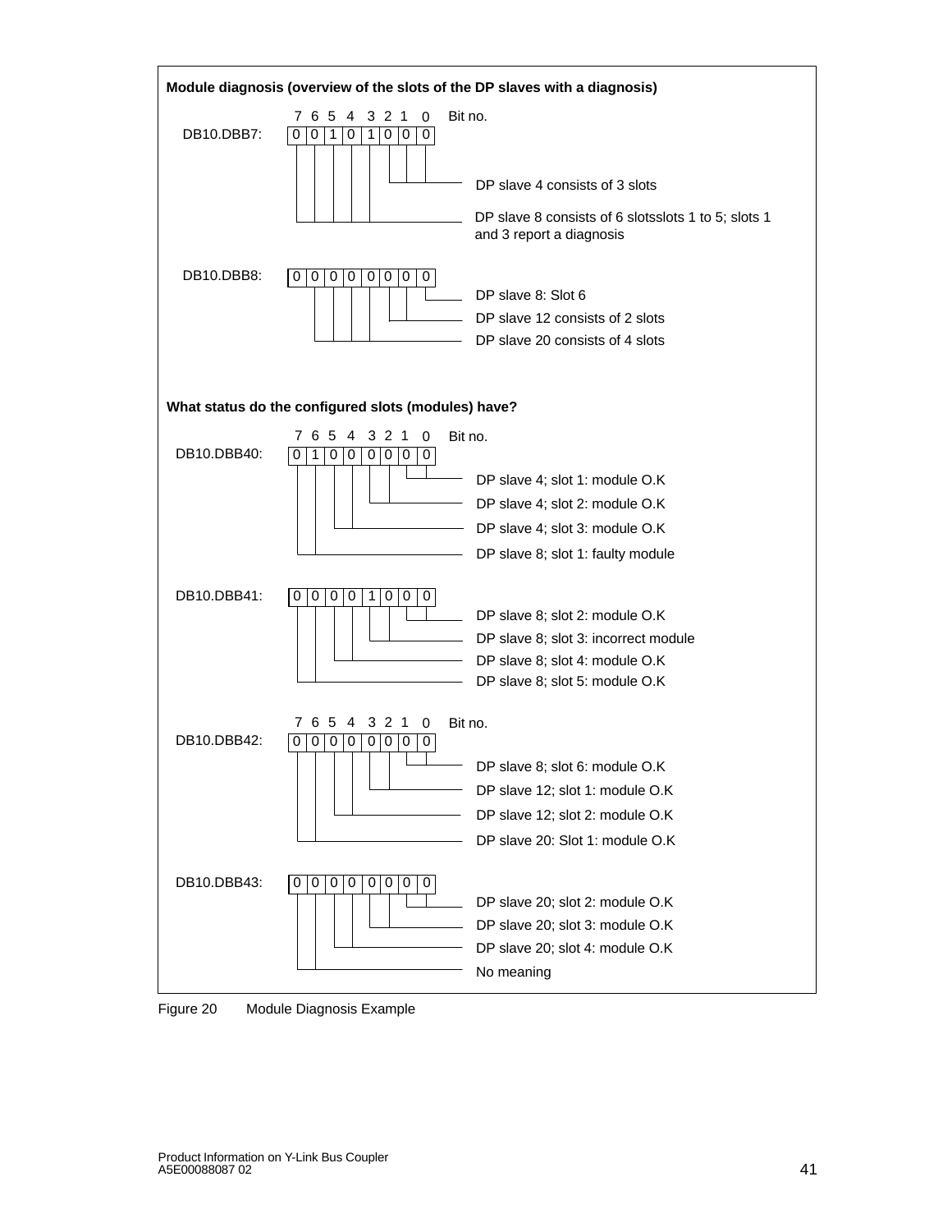**Module diagnosis (overview of the slots of the DP slaves with a diagnosis)**

DB10.DBB7:

| 7 | 6 | 5 | 4 | 3 | 2 | 1 | 0 |
|---|---|---|---|---|---|---|---|
| 0 | 0 | 1 | 0 | 1 | 0 | 0 | 0 |

- Bits 0 to 2: DP slave 4 consists of 3 slots
- Bits 3 to 7: DP slave 8 consists of 6 slotsslots 1 to 5; slots 1 and 3 report a diagnosis

DB10.DBB8:

| 7 | 6 | 5 | 4 | 3 | 2 | 1 | 0 |
|---|---|---|---|---|---|---|---|
| 0 | 0 | 0 | 0 | 0 | 0 | 0 | 0 |

- Bit 0: DP slave 8: Slot 6
- Bits 1 to 2: DP slave 12 consists of 2 slots
- Bits 3 to 6: DP slave 20 consists of 4 slots

**What status do the configured slots (modules) have?**

DB10.DBB40:

| 7 | 6 | 5 | 4 | 3 | 2 | 1 | 0 |
|---|---|---|---|---|---|---|---|
| 0 | 1 | 0 | 0 | 0 | 0 | 0 | 0 |

- Bits 0 to 1: DP slave 4; slot 1: module O.K
- Bits 2 to 3: DP slave 4; slot 2: module O.K
- Bits 4 to 5: DP slave 4; slot 3: module O.K
- Bits 6 to 7: DP slave 8; slot 1: faulty module

DB10.DBB41:

| 7 | 6 | 5 | 4 | 3 | 2 | 1 | 0 |
|---|---|---|---|---|---|---|---|
| 0 | 0 | 0 | 0 | 1 | 0 | 0 | 0 |

- Bits 0 to 1: DP slave 8; slot 2: module O.K
- Bits 2 to 3: DP slave 8; slot 3: incorrect module
- Bits 4 to 5: DP slave 8; slot 4: module O.K
- Bits 6 to 7: DP slave 8; slot 5: module O.K

DB10.DBB42:

| 7 | 6 | 5 | 4 | 3 | 2 | 1 | 0 |
|---|---|---|---|---|---|---|---|
| 0 | 0 | 0 | 0 | 0 | 0 | 0 | 0 |

- Bits 0 to 1: DP slave 8; slot 6: module O.K
- Bits 2 to 3: DP slave 12; slot 1: module O.K
- Bits 4 to 5: DP slave 12; slot 2: module O.K
- Bits 6 to 7: DP slave 20: Slot 1: module O.K

DB10.DBB43:

| 7 | 6 | 5 | 4 | 3 | 2 | 1 | 0 |
|---|---|---|---|---|---|---|---|
| 0 | 0 | 0 | 0 | 0 | 0 | 0 | 0 |

- Bits 0 to 1: DP slave 20; slot 2: module O.K
- Bits 2 to 3: DP slave 20; slot 3: module O.K
- Bits 4 to 5: DP slave 20; slot 4: module O.K
- Bits 6 to 7: No meaning

Figure 20 Module Diagnosis Example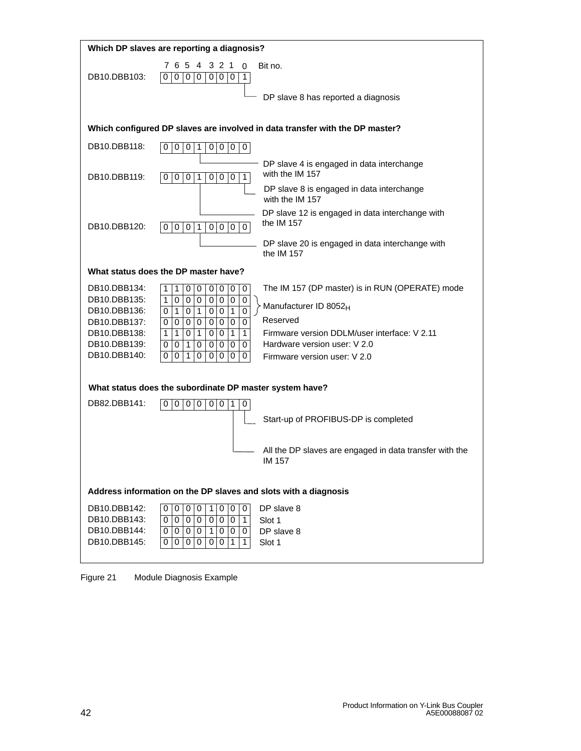**Which DP slaves are reporting a diagnosis?**

| | Bit 7 | 6 | 5 | 4 | 3 | 2 | 1 | 0 | |
|---|---|---|---|---|---|---|---|---|---|
| DB10.DBB103: | 0 | 0 | 0 | 0 | 0 | 0 | 0 | 1 | DP slave 8 has reported a diagnosis |

**Which configured DP slaves are involved in data transfer with the DP master?**

| | | | | | | | | | |
|---|---|---|---|---|---|---|---|---|---|
| DB10.DBB118: | 0 | 0 | 0 | 1 | 0 | 0 | 0 | 0 | DP slave 4 is engaged in data interchange with the IM 157 |
| DB10.DBB119: | 0 | 0 | 0 | 1 | 0 | 0 | 0 | 1 | DP slave 8 is engaged in data interchange with the IM 157; DP slave 12 is engaged in data interchange with the IM 157 |
| DB10.DBB120: | 0 | 0 | 0 | 1 | 0 | 0 | 0 | 0 | DP slave 20 is engaged in data interchange with the IM 157 |

**What status does the DP master have?**

| | | | | | | | | | |
|---|---|---|---|---|---|---|---|---|---|
| DB10.DBB134: | 1 | 1 | 0 | 0 | 0 | 0 | 0 | 0 | The IM 157 (DP master) is in RUN (OPERATE) mode |
| DB10.DBB135: | 1 | 0 | 0 | 0 | 0 | 0 | 0 | 0 | Manufacturer ID $8052_H$ |
| DB10.DBB136: | 0 | 1 | 0 | 1 | 0 | 0 | 1 | 0 | |
| DB10.DBB137: | 0 | 0 | 0 | 0 | 0 | 0 | 0 | 0 | Reserved |
| DB10.DBB138: | 1 | 1 | 0 | 1 | 0 | 0 | 1 | 1 | Firmware version DDLM/user interface: V 2.11 |
| DB10.DBB139: | 0 | 0 | 1 | 0 | 0 | 0 | 0 | 0 | Hardware version user: V 2.0 |
| DB10.DBB140: | 0 | 0 | 1 | 0 | 0 | 0 | 0 | 0 | Firmware version user: V 2.0 |

**What status does the subordinate DP master system have?**

| | | | | | | | | | |
|---|---|---|---|---|---|---|---|---|---|
| DB82.DBB141: | 0 | 0 | 0 | 0 | 0 | 0 | 1 | 0 | Bit 0: Start-up of PROFIBUS-DP is completed; Bit 1: All the DP slaves are engaged in data transfer with the IM 157 |

**Address information on the DP slaves and slots with a diagnosis**

| | | | | | | | | | |
|---|---|---|---|---|---|---|---|---|---|
| DB10.DBB142: | 0 | 0 | 0 | 0 | 1 | 0 | 0 | 0 | DP slave 8 |
| DB10.DBB143: | 0 | 0 | 0 | 0 | 0 | 0 | 0 | 1 | Slot 1 |
| DB10.DBB144: | 0 | 0 | 0 | 0 | 1 | 0 | 0 | 0 | DP slave 8 |
| DB10.DBB145: | 0 | 0 | 0 | 0 | 0 | 0 | 1 | 1 | Slot 1 |

Figure 21 Module Diagnosis Example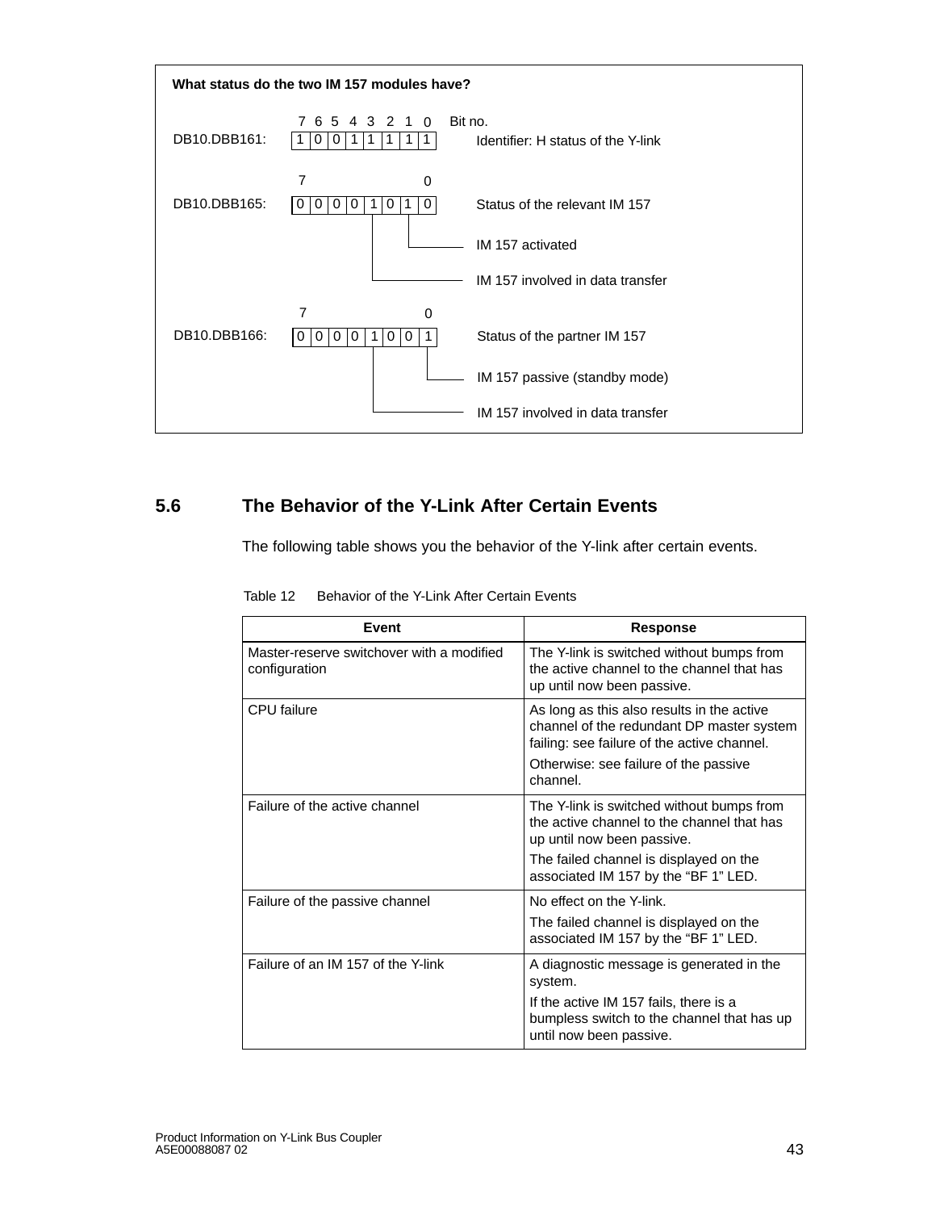**What status do the two IM 157 modules have?**

```
              7 6 5 4 3 2 1 0   Bit no.
DB10.DBB161:  1 0 0 1 1 1 1 1     Identifier: H status of the Y-link

              7             0
DB10.DBB165:  0 0 0 0 1 0 1 0     Status of the relevant IM 157
                                  IM 157 activated (bit 1)
                                  IM 157 involved in data transfer (bit 3)

              7             0
DB10.DBB166:  0 0 0 0 1 0 0 1     Status of the partner IM 157
                                  IM 157 passive (standby mode) (bit 0)
                                  IM 157 involved in data transfer (bit 3)
```

## 5.6 The Behavior of the Y-Link After Certain Events

The following table shows you the behavior of the Y-link after certain events.

Table 12 Behavior of the Y-Link After Certain Events

| Event | Response |
|---|---|
| Master-reserve switchover with a modified configuration | The Y-link is switched without bumps from the active channel to the channel that has up until now been passive. |
| CPU failure | As long as this also results in the active channel of the redundant DP master system failing: see failure of the active channel.<br><br>Otherwise: see failure of the passive channel. |
| Failure of the active channel | The Y-link is switched without bumps from the active channel to the channel that has up until now been passive.<br><br>The failed channel is displayed on the associated IM 157 by the “BF 1” LED. |
| Failure of the passive channel | No effect on the Y-link.<br><br>The failed channel is displayed on the associated IM 157 by the “BF 1” LED. |
| Failure of an IM 157 of the Y-link | A diagnostic message is generated in the system.<br><br>If the active IM 157 fails, there is a bumpless switch to the channel that has up until now been passive. |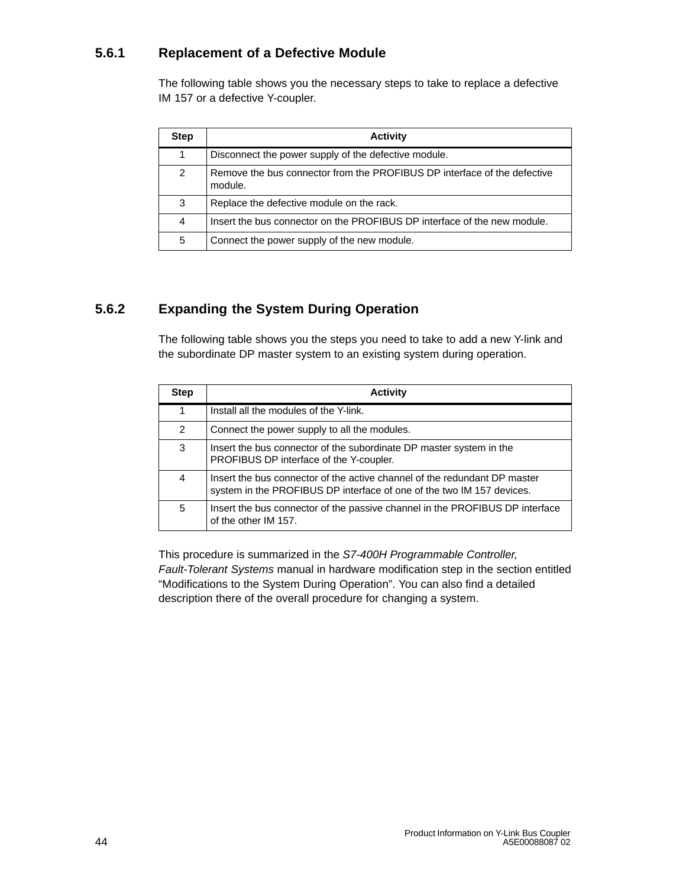### 5.6.1 Replacement of a Defective Module

The following table shows you the necessary steps to take to replace a defective IM 157 or a defective Y-coupler.

| Step | Activity |
| --- | --- |
| 1 | Disconnect the power supply of the defective module. |
| 2 | Remove the bus connector from the PROFIBUS DP interface of the defective module. |
| 3 | Replace the defective module on the rack. |
| 4 | Insert the bus connector on the PROFIBUS DP interface of the new module. |
| 5 | Connect the power supply of the new module. |

### 5.6.2 Expanding the System During Operation

The following table shows you the steps you need to take to add a new Y-link and the subordinate DP master system to an existing system during operation.

| Step | Activity |
| --- | --- |
| 1 | Install all the modules of the Y-link. |
| 2 | Connect the power supply to all the modules. |
| 3 | Insert the bus connector of the subordinate DP master system in the PROFIBUS DP interface of the Y-coupler. |
| 4 | Insert the bus connector of the active channel of the redundant DP master system in the PROFIBUS DP interface of one of the two IM 157 devices. |
| 5 | Insert the bus connector of the passive channel in the PROFIBUS DP interface of the other IM 157. |

This procedure is summarized in the *S7-400H Programmable Controller, Fault-Tolerant Systems* manual in hardware modification step in the section entitled “Modifications to the System During Operation”. You can also find a detailed description there of the overall procedure for changing a system.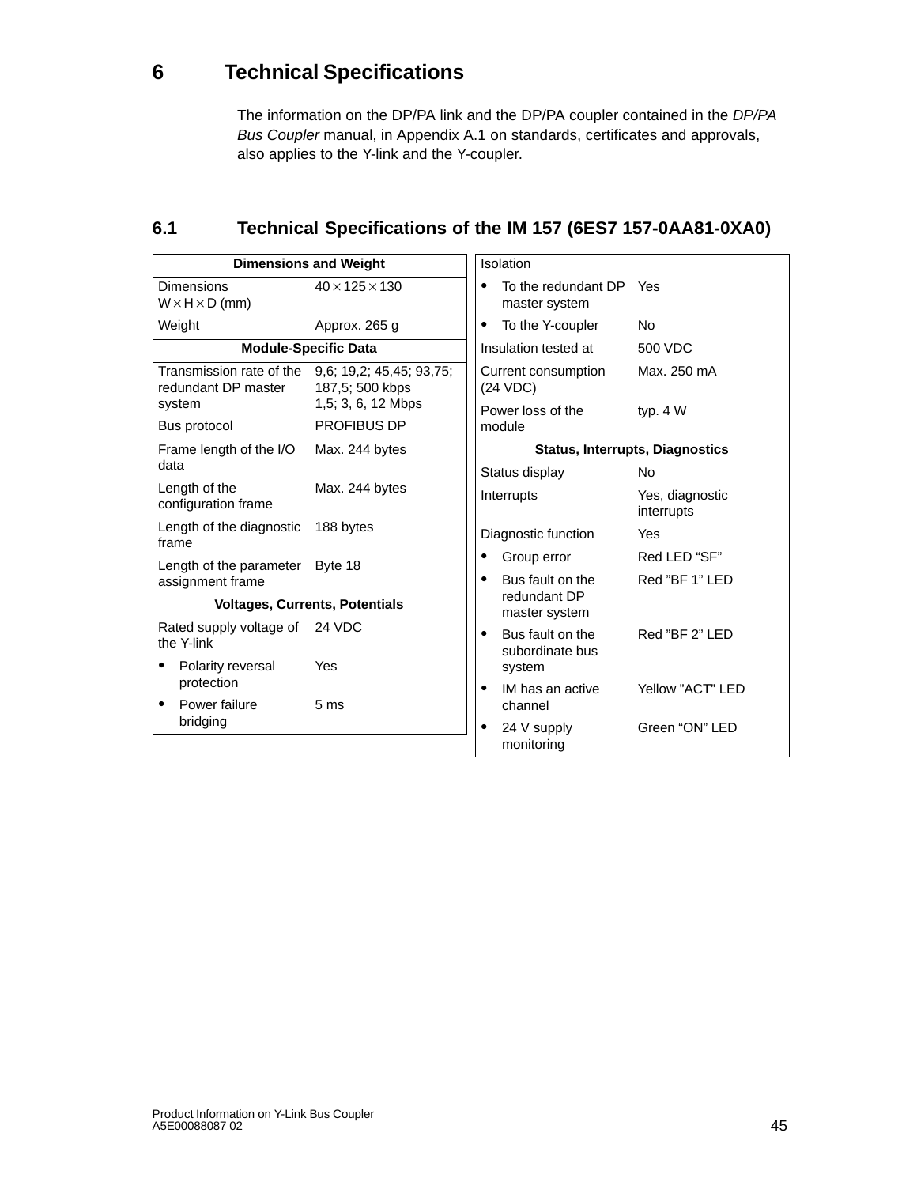# 6 Technical Specifications

The information on the DP/PA link and the DP/PA coupler contained in the *DP/PA Bus Coupler* manual, in Appendix A.1 on standards, certificates and approvals, also applies to the Y-link and the Y-coupler.

## 6.1 Technical Specifications of the IM 157 (6ES7 157-0AA81-0XA0)

| **Dimensions and Weight** | |
|---|---|
| Dimensions W × H × D (mm) | 40 × 125 × 130 |
| Weight | Approx. 265 g |
| **Module-Specific Data** | |
| Transmission rate of the redundant DP master system | 9,6; 19,2; 45,45; 93,75; 187,5; 500 kbps<br>1,5; 3, 6, 12 Mbps |
| Bus protocol | PROFIBUS DP |
| Frame length of the I/O data | Max. 244 bytes |
| Length of the configuration frame | Max. 244 bytes |
| Length of the diagnostic frame | 188 bytes |
| Length of the parameter assignment frame | Byte 18 |
| **Voltages, Currents, Potentials** | |
| Rated supply voltage of the Y-link | 24 VDC |
| • Polarity reversal protection | Yes |
| • Power failure bridging | 5 ms |

| Isolation | |
|---|---|
| • To the redundant DP master system | Yes |
| • To the Y-coupler | No |
| Insulation tested at | 500 VDC |
| Current consumption (24 VDC) | Max. 250 mA |
| Power loss of the module | typ. 4 W |
| **Status, Interrupts, Diagnostics** | |
| Status display | No |
| Interrupts | Yes, diagnostic interrupts |
| Diagnostic function | Yes |
| • Group error | Red LED “SF” |
| • Bus fault on the redundant DP master system | Red ”BF 1” LED |
| • Bus fault on the subordinate bus system | Red ”BF 2” LED |
| • IM has an active channel | Yellow ”ACT” LED |
| • 24 V supply monitoring | Green “ON” LED |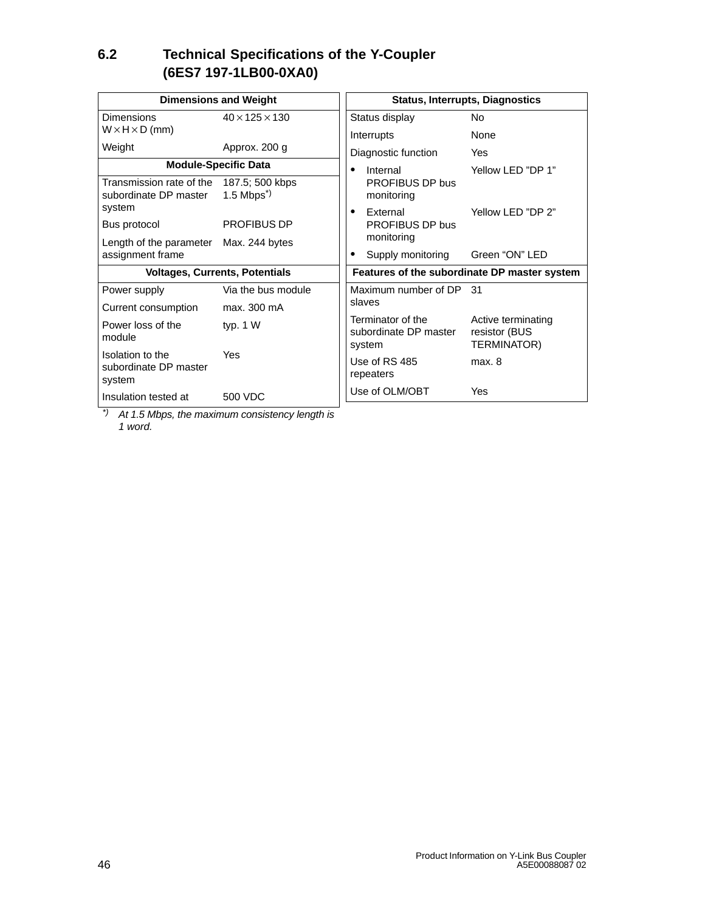## 6.2 Technical Specifications of the Y-Coupler (6ES7 197-1LB00-0XA0)

| Dimensions and Weight | |
|---|---|
| Dimensions W × H × D (mm) | 40 × 125 × 130 |
| Weight | Approx. 200 g |
| **Module-Specific Data** | |
| Transmission rate of the subordinate DP master system | 187.5; 500 kbps 1.5 Mbps*) |
| Bus protocol | PROFIBUS DP |
| Length of the parameter assignment frame | Max. 244 bytes |
| **Voltages, Currents, Potentials** | |
| Power supply | Via the bus module |
| Current consumption | max. 300 mA |
| Power loss of the module | typ. 1 W |
| Isolation to the subordinate DP master system | Yes |
| Insulation tested at | 500 VDC |

*) *At 1.5 Mbps, the maximum consistency length is 1 word.*

| Status, Interrupts, Diagnostics | |
|---|---|
| Status display | No |
| Interrupts | None |
| Diagnostic function | Yes |
| • Internal PROFIBUS DP bus monitoring | Yellow LED ”DP 1” |
| • External PROFIBUS DP bus monitoring | Yellow LED ”DP 2” |
| • Supply monitoring | Green “ON” LED |
| **Features of the subordinate DP master system** | |
| Maximum number of DP slaves | 31 |
| Terminator of the subordinate DP master system | Active terminating resistor (BUS TERMINATOR) |
| Use of RS 485 repeaters | max. 8 |
| Use of OLM/OBT | Yes |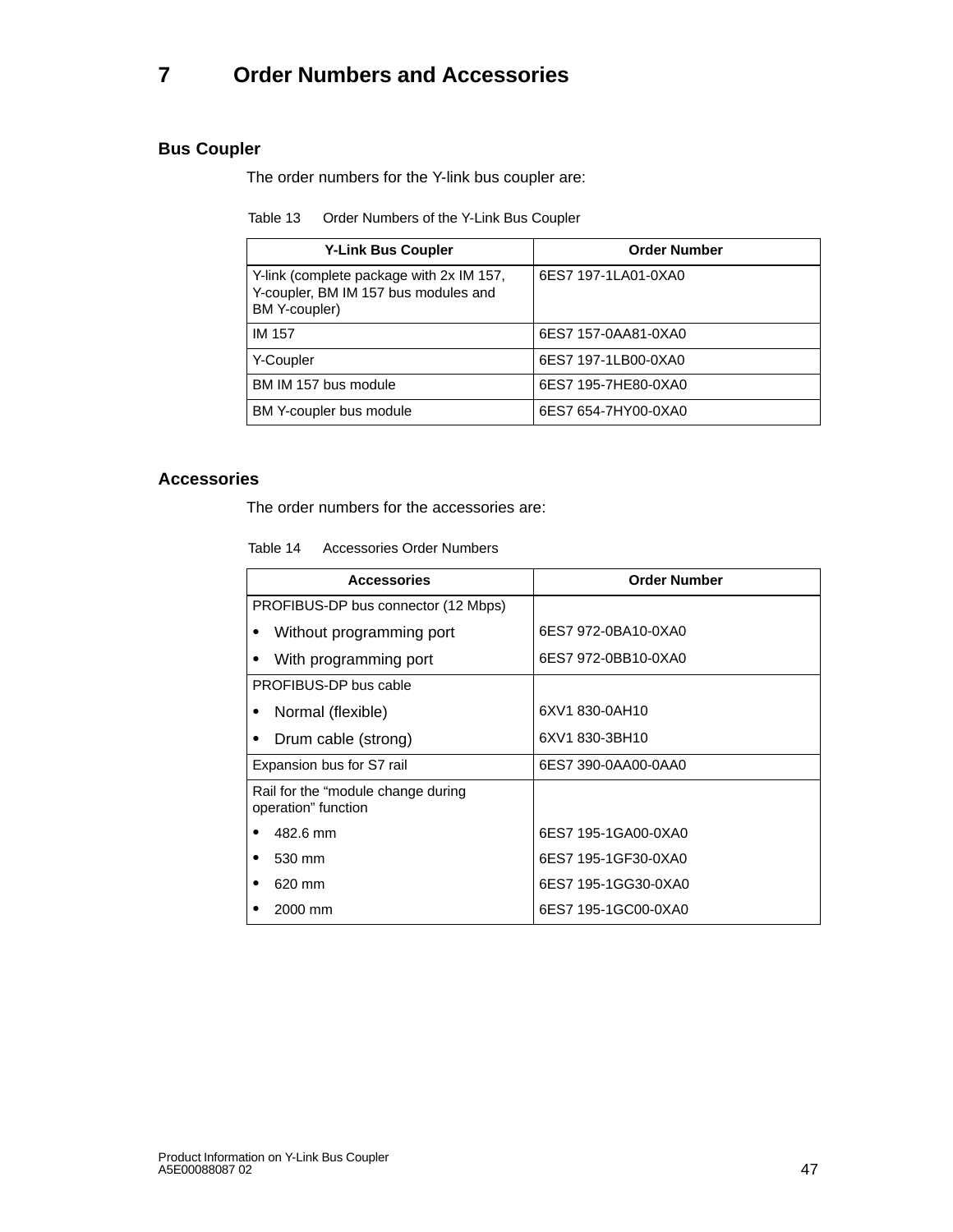# 7 Order Numbers and Accessories

## Bus Coupler

The order numbers for the Y-link bus coupler are:

Table 13 Order Numbers of the Y-Link Bus Coupler

| Y-Link Bus Coupler | Order Number |
|---|---|
| Y-link (complete package with 2x IM 157, Y-coupler, BM IM 157 bus modules and BM Y-coupler) | 6ES7 197-1LA01-0XA0 |
| IM 157 | 6ES7 157-0AA81-0XA0 |
| Y-Coupler | 6ES7 197-1LB00-0XA0 |
| BM IM 157 bus module | 6ES7 195-7HE80-0XA0 |
| BM Y-coupler bus module | 6ES7 654-7HY00-0XA0 |

## Accessories

The order numbers for the accessories are:

Table 14 Accessories Order Numbers

| Accessories | Order Number |
|---|---|
| PROFIBUS-DP bus connector (12 Mbps) | |
| • Without programming port | 6ES7 972-0BA10-0XA0 |
| • With programming port | 6ES7 972-0BB10-0XA0 |
| PROFIBUS-DP bus cable | |
| • Normal (flexible) | 6XV1 830-0AH10 |
| • Drum cable (strong) | 6XV1 830-3BH10 |
| Expansion bus for S7 rail | 6ES7 390-0AA00-0AA0 |
| Rail for the “module change during operation” function | |
| • 482.6 mm | 6ES7 195-1GA00-0XA0 |
| • 530 mm | 6ES7 195-1GF30-0XA0 |
| • 620 mm | 6ES7 195-1GG30-0XA0 |
| • 2000 mm | 6ES7 195-1GC00-0XA0 |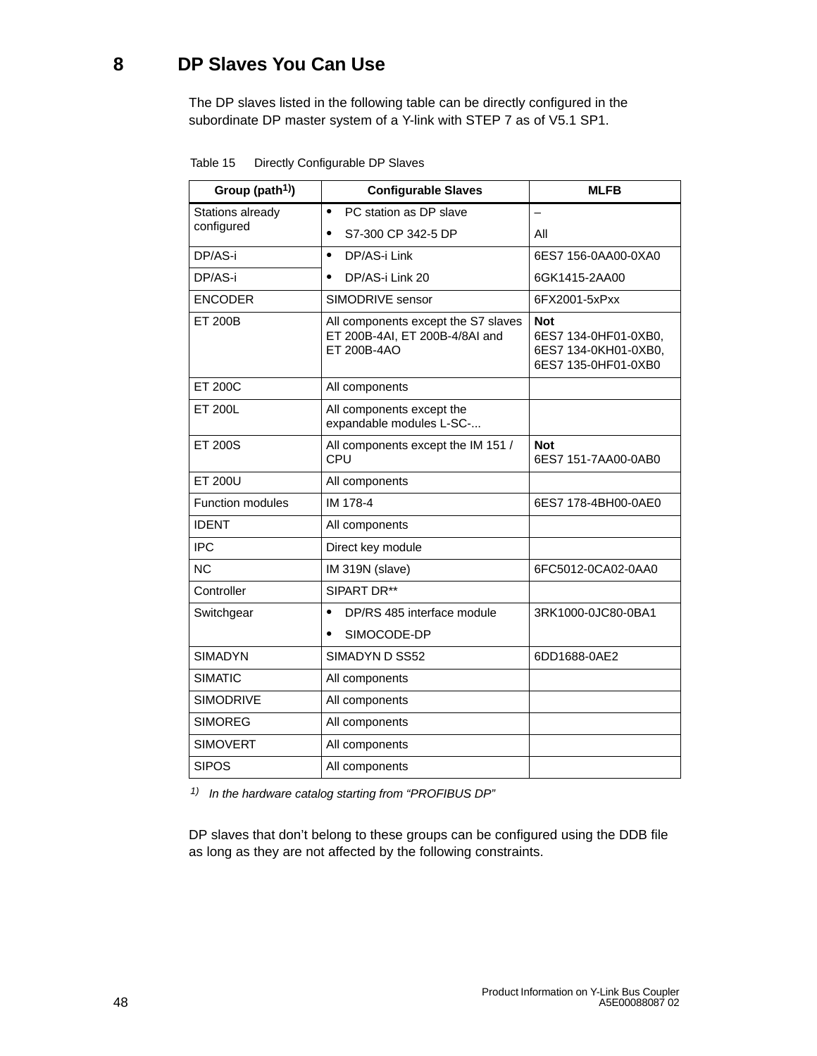# 8 DP Slaves You Can Use

The DP slaves listed in the following table can be directly configured in the subordinate DP master system of a Y-link with STEP 7 as of V5.1 SP1.

Table 15 Directly Configurable DP Slaves

| Group (path[1]) | Configurable Slaves | MLFB |
|---|---|---|
| Stations already configured | • PC station as DP slave<br>• S7-300 CP 342-5 DP | –<br>All |
| DP/AS-i | • DP/AS-i Link | 6ES7 156-0AA00-0XA0 |
| DP/AS-i | • DP/AS-i Link 20 | 6GK1415-2AA00 |
| ENCODER | SIMODRIVE sensor | 6FX2001-5xPxx |
| ET 200B | All components except the S7 slaves ET 200B-4AI, ET 200B-4/8AI and ET 200B-4AO | **Not**<br>6ES7 134-0HF01-0XB0, 6ES7 134-0KH01-0XB0, 6ES7 135-0HF01-0XB0 |
| ET 200C | All components | |
| ET 200L | All components except the expandable modules L-SC-... | |
| ET 200S | All components except the IM 151 / CPU | **Not**<br>6ES7 151-7AA00-0AB0 |
| ET 200U | All components | |
| Function modules | IM 178-4 | 6ES7 178-4BH00-0AE0 |
| IDENT | All components | |
| IPC | Direct key module | |
| NC | IM 319N (slave) | 6FC5012-0CA02-0AA0 |
| Controller | SIPART DR** | |
| Switchgear | • DP/RS 485 interface module<br>• SIMOCODE-DP | 3RK1000-0JC80-0BA1 |
| SIMADYN | SIMADYN D SS52 | 6DD1688-0AE2 |
| SIMATIC | All components | |
| SIMODRIVE | All components | |
| SIMOREG | All components | |
| SIMOVERT | All components | |
| SIPOS | All components | |

[1] *In the hardware catalog starting from “PROFIBUS DP”*

DP slaves that don’t belong to these groups can be configured using the DDB file as long as they are not affected by the following constraints.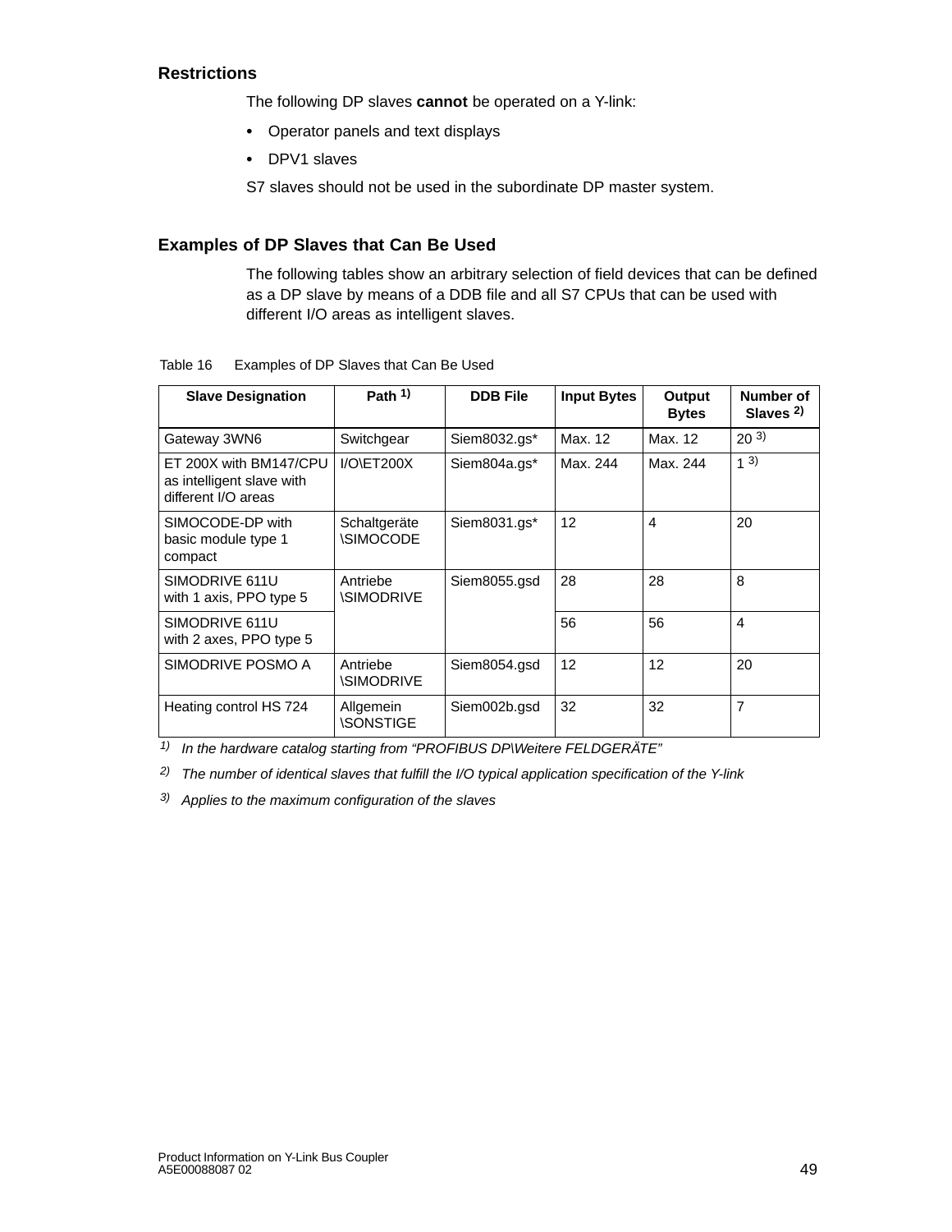### Restrictions

The following DP slaves **cannot** be operated on a Y-link:

- Operator panels and text displays
- DPV1 slaves

S7 slaves should not be used in the subordinate DP master system.

### Examples of DP Slaves that Can Be Used

The following tables show an arbitrary selection of field devices that can be defined as a DP slave by means of a DDB file and all S7 CPUs that can be used with different I/O areas as intelligent slaves.

Table 16 Examples of DP Slaves that Can Be Used

| Slave Designation | Path [1] | DDB File | Input Bytes | Output Bytes | Number of Slaves [2] |
|---|---|---|---|---|---|
| Gateway 3WN6 | Switchgear | Siem8032.gs* | Max. 12 | Max. 12 | 20 [3] |
| ET 200X with BM147/CPU as intelligent slave with different I/O areas | I/O\ET200X | Siem804a.gs* | Max. 244 | Max. 244 | 1 [3] |
| SIMOCODE-DP with basic module type 1 compact | Schaltgeräte \SIMOCODE | Siem8031.gs* | 12 | 4 | 20 |
| SIMODRIVE 611U with 1 axis, PPO type 5 | Antriebe \SIMODRIVE | Siem8055.gsd | 28 | 28 | 8 |
| SIMODRIVE 611U with 2 axes, PPO type 5 | | | 56 | 56 | 4 |
| SIMODRIVE POSMO A | Antriebe \SIMODRIVE | Siem8054.gsd | 12 | 12 | 20 |
| Heating control HS 724 | Allgemein \SONSTIGE | Siem002b.gsd | 32 | 32 | 7 |

[1] *In the hardware catalog starting from "PROFIBUS DP\Weitere FELDGERÄTE"*

[2] *The number of identical slaves that fulfill the I/O typical application specification of the Y-link*

[3] *Applies to the maximum configuration of the slaves*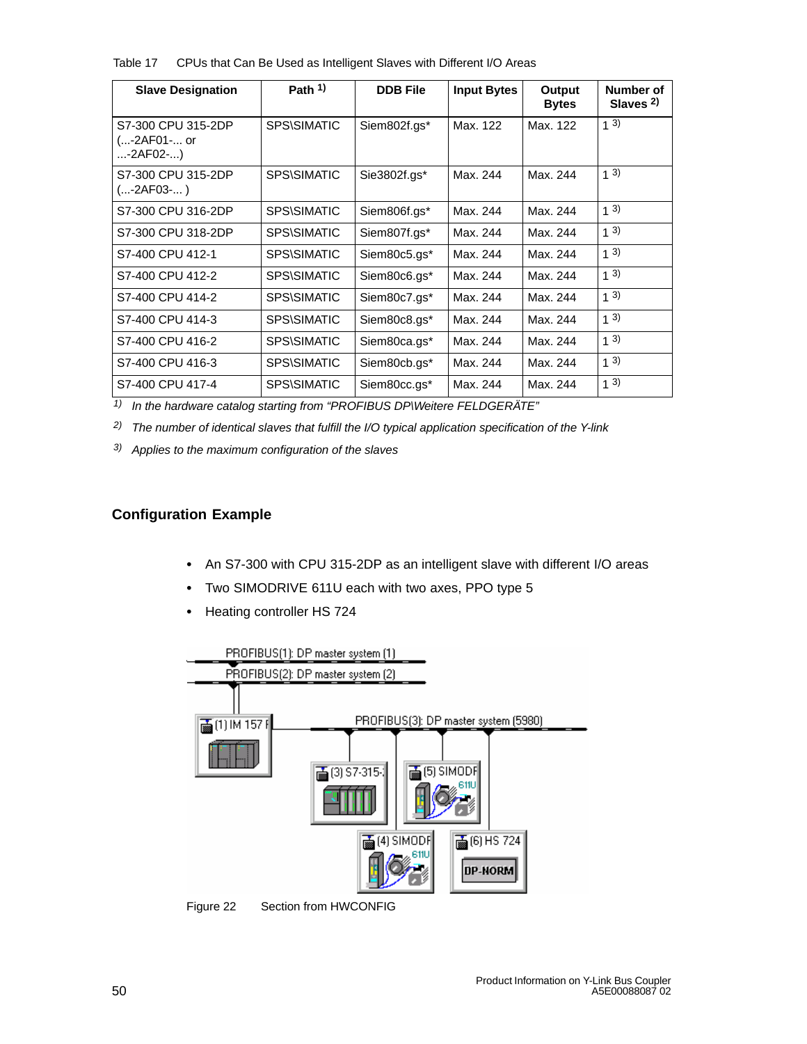Table 17 CPUs that Can Be Used as Intelligent Slaves with Different I/O Areas

| Slave Designation | Path [1] | DDB File | Input Bytes | Output Bytes | Number of Slaves [2] |
|---|---|---|---|---|---|
| S7-300 CPU 315-2DP (...-2AF01-... or ...-2AF02-...) | SPS\SIMATIC | Siem802f.gs* | Max. 122 | Max. 122 | 1 [3] |
| S7-300 CPU 315-2DP (...-2AF03-... ) | SPS\SIMATIC | Sie3802f.gs* | Max. 244 | Max. 244 | 1 [3] |
| S7-300 CPU 316-2DP | SPS\SIMATIC | Siem806f.gs* | Max. 244 | Max. 244 | 1 [3] |
| S7-300 CPU 318-2DP | SPS\SIMATIC | Siem807f.gs* | Max. 244 | Max. 244 | 1 [3] |
| S7-400 CPU 412-1 | SPS\SIMATIC | Siem80c5.gs* | Max. 244 | Max. 244 | 1 [3] |
| S7-400 CPU 412-2 | SPS\SIMATIC | Siem80c6.gs* | Max. 244 | Max. 244 | 1 [3] |
| S7-400 CPU 414-2 | SPS\SIMATIC | Siem80c7.gs* | Max. 244 | Max. 244 | 1 [3] |
| S7-400 CPU 414-3 | SPS\SIMATIC | Siem80c8.gs* | Max. 244 | Max. 244 | 1 [3] |
| S7-400 CPU 416-2 | SPS\SIMATIC | Siem80ca.gs* | Max. 244 | Max. 244 | 1 [3] |
| S7-400 CPU 416-3 | SPS\SIMATIC | Siem80cb.gs* | Max. 244 | Max. 244 | 1 [3] |
| S7-400 CPU 417-4 | SPS\SIMATIC | Siem80cc.gs* | Max. 244 | Max. 244 | 1 [3] |

[1] *In the hardware catalog starting from "PROFIBUS DP\Weitere FELDGERÄTE"*

[2] *The number of identical slaves that fulfill the I/O typical application specification of the Y-link*

[3] *Applies to the maximum configuration of the slaves*

## Configuration Example

- An S7-300 with CPU 315-2DP as an intelligent slave with different I/O areas
- Two SIMODRIVE 611U each with two axes, PPO type 5
- Heating controller HS 724

Figure 22 Section from HWCONFIG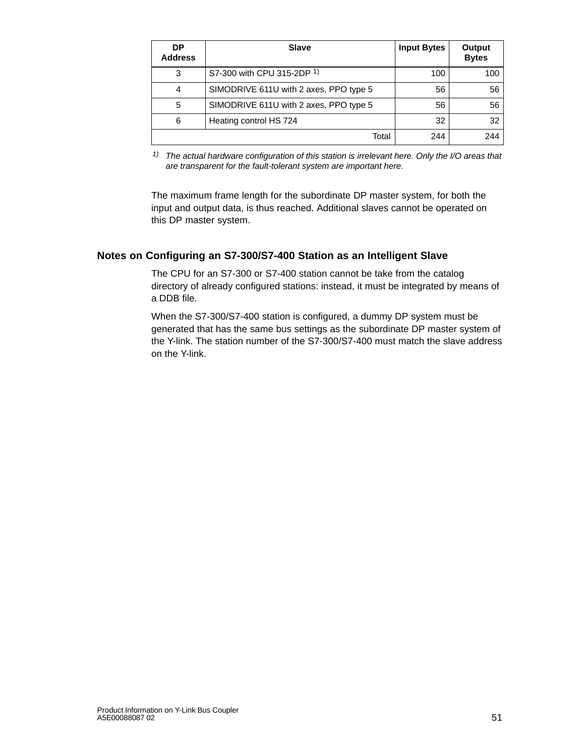| DP Address | Slave | Input Bytes | Output Bytes |
|---|---|---|---|
| 3 | S7-300 with CPU 315-2DP [1)] | 100 | 100 |
| 4 | SIMODRIVE 611U with 2 axes, PPO type 5 | 56 | 56 |
| 5 | SIMODRIVE 611U with 2 axes, PPO type 5 | 56 | 56 |
| 6 | Heating control HS 724 | 32 | 32 |
| | Total | 244 | 244 |

[1)] *The actual hardware configuration of this station is irrelevant here. Only the I/O areas that are transparent for the fault-tolerant system are important here.*

The maximum frame length for the subordinate DP master system, for both the input and output data, is thus reached. Additional slaves cannot be operated on this DP master system.

## Notes on Configuring an S7-300/S7-400 Station as an Intelligent Slave

The CPU for an S7-300 or S7-400 station cannot be take from the catalog directory of already configured stations: instead, it must be integrated by means of a DDB file.

When the S7-300/S7-400 station is configured, a dummy DP system must be generated that has the same bus settings as the subordinate DP master system of the Y-link. The station number of the S7-300/S7-400 must match the slave address on the Y-link.